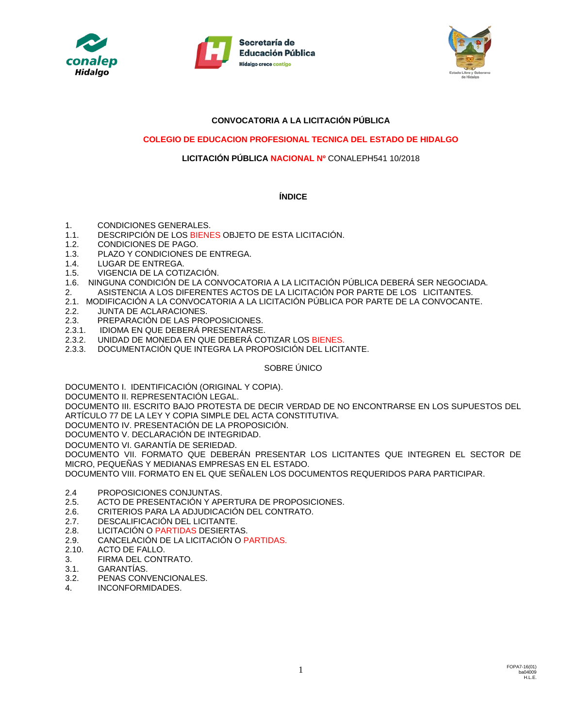**CONVOCATORIA A LA LICITACIÓN PÚBLICA**

**COLEGIO DE EDUCACION PROFESIONAL TECNICA DEL ESTADO DE HIDALGO**

**LICITACIÓN PÚBLICA NACIONAL Nº** CONALEPH541 10/2018

## ÍNDICE

1. CONDICIONES GENERALES.
1.1. DESCRIPCIÓN DE LOS BIENES OBJETO DE ESTA LICITACIÓN.
1.2. CONDICIONES DE PAGO.
1.3. PLAZO Y CONDICIONES DE ENTREGA.
1.4. LUGAR DE ENTREGA.
1.5. VIGENCIA DE LA COTIZACIÓN.
1.6. NINGUNA CONDICIÓN DE LA CONVOCATORIA A LA LICITACIÓN PÚBLICA DEBERÁ SER NEGOCIADA.
2. ASISTENCIA A LOS DIFERENTES ACTOS DE LA LICITACIÓN POR PARTE DE LOS LICITANTES.
2.1. MODIFICACIÓN A LA CONVOCATORIA A LA LICITACIÓN PÚBLICA POR PARTE DE LA CONVOCANTE.
2.2. JUNTA DE ACLARACIONES.
2.3. PREPARACIÓN DE LAS PROPOSICIONES.
2.3.1. IDIOMA EN QUE DEBERÁ PRESENTARSE.
2.3.2. UNIDAD DE MONEDA EN QUE DEBERÁ COTIZAR LOS BIENES.
2.3.3. DOCUMENTACIÓN QUE INTEGRA LA PROPOSICIÓN DEL LICITANTE.

SOBRE ÚNICO

DOCUMENTO I. IDENTIFICACIÓN (ORIGINAL Y COPIA).
DOCUMENTO II. REPRESENTACIÓN LEGAL.
DOCUMENTO III. ESCRITO BAJO PROTESTA DE DECIR VERDAD DE NO ENCONTRARSE EN LOS SUPUESTOS DEL ARTÍCULO 77 DE LA LEY Y COPIA SIMPLE DEL ACTA CONSTITUTIVA.
DOCUMENTO IV. PRESENTACIÓN DE LA PROPOSICIÓN.
DOCUMENTO V. DECLARACIÓN DE INTEGRIDAD.
DOCUMENTO VI. GARANTÍA DE SERIEDAD.
DOCUMENTO VII. FORMATO QUE DEBERÁN PRESENTAR LOS LICITANTES QUE INTEGREN EL SECTOR DE MICRO, PEQUEÑAS Y MEDIANAS EMPRESAS EN EL ESTADO.
DOCUMENTO VIII. FORMATO EN EL QUE SEÑALEN LOS DOCUMENTOS REQUERIDOS PARA PARTICIPAR.

2.4 PROPOSICIONES CONJUNTAS.
2.5. ACTO DE PRESENTACIÓN Y APERTURA DE PROPOSICIONES.
2.6. CRITERIOS PARA LA ADJUDICACIÓN DEL CONTRATO.
2.7. DESCALIFICACIÓN DEL LICITANTE.
2.8. LICITACIÓN O PARTIDAS DESIERTAS.
2.9. CANCELACIÓN DE LA LICITACIÓN O PARTIDAS.
2.10. ACTO DE FALLO.
3. FIRMA DEL CONTRATO.
3.1. GARANTÍAS.
3.2. PENAS CONVENCIONALES.
4. INCONFORMIDADES.

FOPA7-16(01)
ba04009
H.L.E.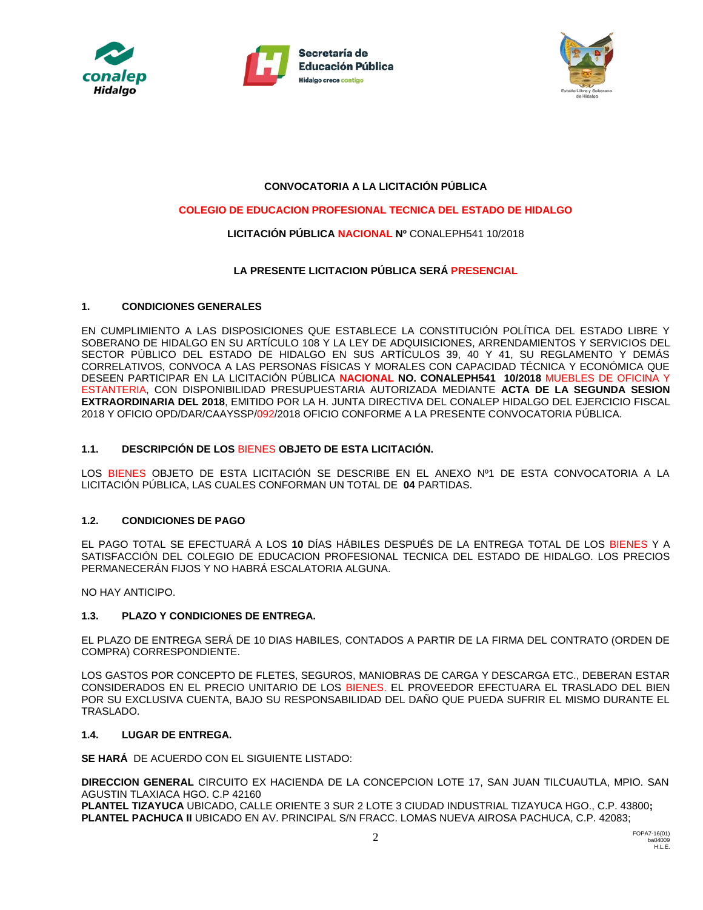**CONVOCATORIA A LA LICITACIÓN PÚBLICA**

**COLEGIO DE EDUCACION PROFESIONAL TECNICA DEL ESTADO DE HIDALGO**

**LICITACIÓN PÚBLICA NACIONAL Nº** CONALEPH541 10/2018

**LA PRESENTE LICITACION PÚBLICA SERÁ PRESENCIAL**

## 1. CONDICIONES GENERALES

EN CUMPLIMIENTO A LAS DISPOSICIONES QUE ESTABLECE LA CONSTITUCIÓN POLÍTICA DEL ESTADO LIBRE Y SOBERANO DE HIDALGO EN SU ARTÍCULO 108 Y LA LEY DE ADQUISICIONES, ARRENDAMIENTOS Y SERVICIOS DEL SECTOR PÚBLICO DEL ESTADO DE HIDALGO EN SUS ARTÍCULOS 39, 40 Y 41, SU REGLAMENTO Y DEMÁS CORRELATIVOS, CONVOCA A LAS PERSONAS FÍSICAS Y MORALES CON CAPACIDAD TÉCNICA Y ECONÓMICA QUE DESEEN PARTICIPAR EN LA LICITACIÓN PÚBLICA **NACIONAL NO. CONALEPH541 10/2018** MUEBLES DE OFICINA Y ESTANTERIA, CON DISPONIBILIDAD PRESUPUESTARIA AUTORIZADA MEDIANTE **ACTA DE LA SEGUNDA SESION EXTRAORDINARIA DEL 2018**, EMITIDO POR LA H. JUNTA DIRECTIVA DEL CONALEP HIDALGO DEL EJERCICIO FISCAL 2018 Y OFICIO OPD/DAR/CAAYSSP/092/2018 OFICIO CONFORME A LA PRESENTE CONVOCATORIA PÚBLICA.

### 1.1. DESCRIPCIÓN DE LOS BIENES OBJETO DE ESTA LICITACIÓN.

LOS BIENES OBJETO DE ESTA LICITACIÓN SE DESCRIBE EN EL ANEXO Nº1 DE ESTA CONVOCATORIA A LA LICITACIÓN PÚBLICA, LAS CUALES CONFORMAN UN TOTAL DE **04** PARTIDAS.

### 1.2. CONDICIONES DE PAGO

EL PAGO TOTAL SE EFECTUARÁ A LOS **10** DÍAS HÁBILES DESPUÉS DE LA ENTREGA TOTAL DE LOS BIENES Y A SATISFACCIÓN DEL COLEGIO DE EDUCACION PROFESIONAL TECNICA DEL ESTADO DE HIDALGO. LOS PRECIOS PERMANECERÁN FIJOS Y NO HABRÁ ESCALATORIA ALGUNA.

NO HAY ANTICIPO.

### 1.3. PLAZO Y CONDICIONES DE ENTREGA.

EL PLAZO DE ENTREGA SERÁ DE 10 DIAS HABILES, CONTADOS A PARTIR DE LA FIRMA DEL CONTRATO (ORDEN DE COMPRA) CORRESPONDIENTE.

LOS GASTOS POR CONCEPTO DE FLETES, SEGUROS, MANIOBRAS DE CARGA Y DESCARGA ETC., DEBERAN ESTAR CONSIDERADOS EN EL PRECIO UNITARIO DE LOS BIENES. EL PROVEEDOR EFECTUARA EL TRASLADO DEL BIEN POR SU EXCLUSIVA CUENTA, BAJO SU RESPONSABILIDAD DEL DAÑO QUE PUEDA SUFRIR EL MISMO DURANTE EL TRASLADO.

### 1.4. LUGAR DE ENTREGA.

**SE HARÁ** DE ACUERDO CON EL SIGUIENTE LISTADO:

**DIRECCION GENERAL** CIRCUITO EX HACIENDA DE LA CONCEPCION LOTE 17, SAN JUAN TILCUAUTLA, MPIO. SAN AGUSTIN TLAXIACA HGO. C.P 42160
**PLANTEL TIZAYUCA** UBICADO, CALLE ORIENTE 3 SUR 2 LOTE 3 CIUDAD INDUSTRIAL TIZAYUCA HGO., C.P. 43800**;**
**PLANTEL PACHUCA II** UBICADO EN AV. PRINCIPAL S/N FRACC. LOMAS NUEVA AIROSA PACHUCA, C.P. 42083;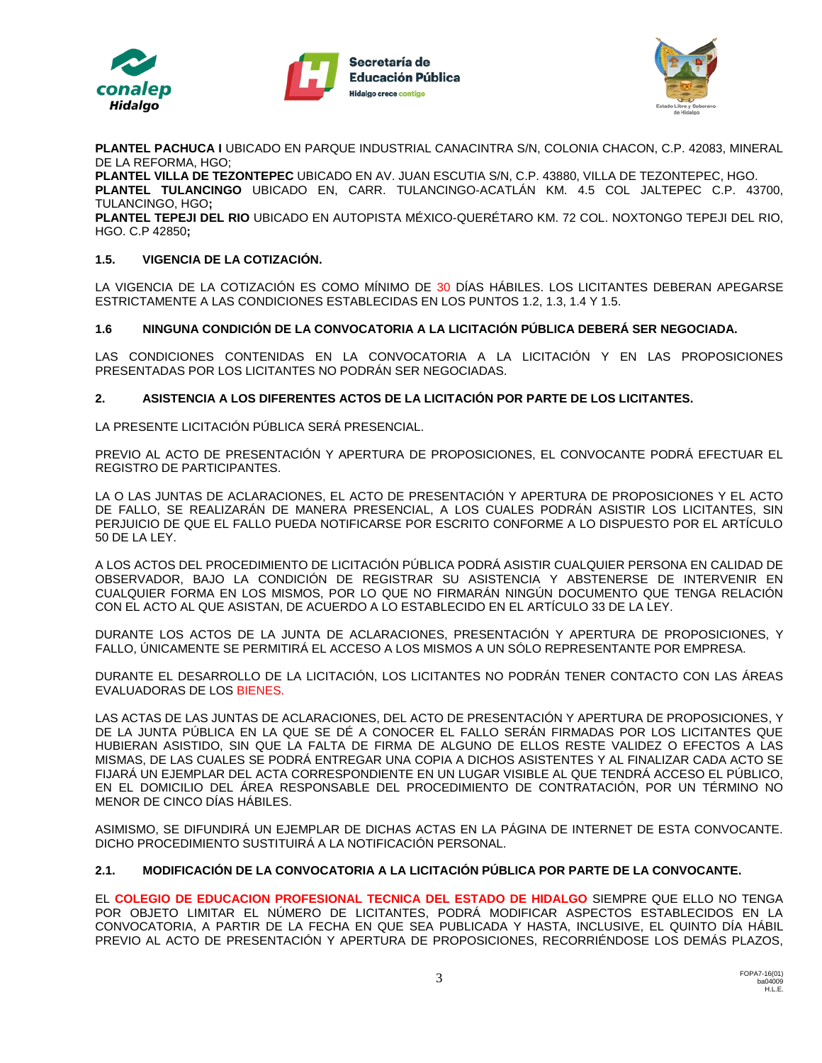**PLANTEL PACHUCA I** UBICADO EN PARQUE INDUSTRIAL CANACINTRA S/N, COLONIA CHACON, C.P. 42083, MINERAL DE LA REFORMA, HGO;
**PLANTEL VILLA DE TEZONTEPEC** UBICADO EN AV. JUAN ESCUTIA S/N, C.P. 43880, VILLA DE TEZONTEPEC, HGO.
**PLANTEL TULANCINGO** UBICADO EN, CARR. TULANCINGO-ACATLÁN KM. 4.5 COL JALTEPEC C.P. 43700, TULANCINGO, HGO**;**
**PLANTEL TEPEJI DEL RIO** UBICADO EN AUTOPISTA MÉXICO-QUERÉTARO KM. 72 COL. NOXTONGO TEPEJI DEL RIO, HGO. C.P 42850**;**

### 1.5. VIGENCIA DE LA COTIZACIÓN.

LA VIGENCIA DE LA COTIZACIÓN ES COMO MÍNIMO DE 30 DÍAS HÁBILES. LOS LICITANTES DEBERAN APEGARSE ESTRICTAMENTE A LAS CONDICIONES ESTABLECIDAS EN LOS PUNTOS 1.2, 1.3, 1.4 Y 1.5.

### 1.6 NINGUNA CONDICIÓN DE LA CONVOCATORIA A LA LICITACIÓN PÚBLICA DEBERÁ SER NEGOCIADA.

LAS CONDICIONES CONTENIDAS EN LA CONVOCATORIA A LA LICITACIÓN Y EN LAS PROPOSICIONES PRESENTADAS POR LOS LICITANTES NO PODRÁN SER NEGOCIADAS.

### 2. ASISTENCIA A LOS DIFERENTES ACTOS DE LA LICITACIÓN POR PARTE DE LOS LICITANTES.

LA PRESENTE LICITACIÓN PÚBLICA SERÁ PRESENCIAL.

PREVIO AL ACTO DE PRESENTACIÓN Y APERTURA DE PROPOSICIONES, EL CONVOCANTE PODRÁ EFECTUAR EL REGISTRO DE PARTICIPANTES.

LA O LAS JUNTAS DE ACLARACIONES, EL ACTO DE PRESENTACIÓN Y APERTURA DE PROPOSICIONES Y EL ACTO DE FALLO, SE REALIZARÁN DE MANERA PRESENCIAL, A LOS CUALES PODRÁN ASISTIR LOS LICITANTES, SIN PERJUICIO DE QUE EL FALLO PUEDA NOTIFICARSE POR ESCRITO CONFORME A LO DISPUESTO POR EL ARTÍCULO 50 DE LA LEY.

A LOS ACTOS DEL PROCEDIMIENTO DE LICITACIÓN PÚBLICA PODRÁ ASISTIR CUALQUIER PERSONA EN CALIDAD DE OBSERVADOR, BAJO LA CONDICIÓN DE REGISTRAR SU ASISTENCIA Y ABSTENERSE DE INTERVENIR EN CUALQUIER FORMA EN LOS MISMOS, POR LO QUE NO FIRMARÁN NINGÚN DOCUMENTO QUE TENGA RELACIÓN CON EL ACTO AL QUE ASISTAN, DE ACUERDO A LO ESTABLECIDO EN EL ARTÍCULO 33 DE LA LEY.

DURANTE LOS ACTOS DE LA JUNTA DE ACLARACIONES, PRESENTACIÓN Y APERTURA DE PROPOSICIONES, Y FALLO, ÚNICAMENTE SE PERMITIRÁ EL ACCESO A LOS MISMOS A UN SÓLO REPRESENTANTE POR EMPRESA.

DURANTE EL DESARROLLO DE LA LICITACIÓN, LOS LICITANTES NO PODRÁN TENER CONTACTO CON LAS ÁREAS EVALUADORAS DE LOS BIENES.

LAS ACTAS DE LAS JUNTAS DE ACLARACIONES, DEL ACTO DE PRESENTACIÓN Y APERTURA DE PROPOSICIONES, Y DE LA JUNTA PÚBLICA EN LA QUE SE DÉ A CONOCER EL FALLO SERÁN FIRMADAS POR LOS LICITANTES QUE HUBIERAN ASISTIDO, SIN QUE LA FALTA DE FIRMA DE ALGUNO DE ELLOS RESTE VALIDEZ O EFECTOS A LAS MISMAS, DE LAS CUALES SE PODRÁ ENTREGAR UNA COPIA A DICHOS ASISTENTES Y AL FINALIZAR CADA ACTO SE FIJARÁ UN EJEMPLAR DEL ACTA CORRESPONDIENTE EN UN LUGAR VISIBLE AL QUE TENDRÁ ACCESO EL PÚBLICO, EN EL DOMICILIO DEL ÁREA RESPONSABLE DEL PROCEDIMIENTO DE CONTRATACIÓN, POR UN TÉRMINO NO MENOR DE CINCO DÍAS HÁBILES.

ASIMISMO, SE DIFUNDIRÁ UN EJEMPLAR DE DICHAS ACTAS EN LA PÁGINA DE INTERNET DE ESTA CONVOCANTE. DICHO PROCEDIMIENTO SUSTITUIRÁ A LA NOTIFICACIÓN PERSONAL.

### 2.1. MODIFICACIÓN DE LA CONVOCATORIA A LA LICITACIÓN PÚBLICA POR PARTE DE LA CONVOCANTE.

EL **COLEGIO DE EDUCACION PROFESIONAL TECNICA DEL ESTADO DE HIDALGO** SIEMPRE QUE ELLO NO TENGA POR OBJETO LIMITAR EL NÚMERO DE LICITANTES, PODRÁ MODIFICAR ASPECTOS ESTABLECIDOS EN LA CONVOCATORIA, A PARTIR DE LA FECHA EN QUE SEA PUBLICADA Y HASTA, INCLUSIVE, EL QUINTO DÍA HÁBIL PREVIO AL ACTO DE PRESENTACIÓN Y APERTURA DE PROPOSICIONES, RECORRIÉNDOSE LOS DEMÁS PLAZOS,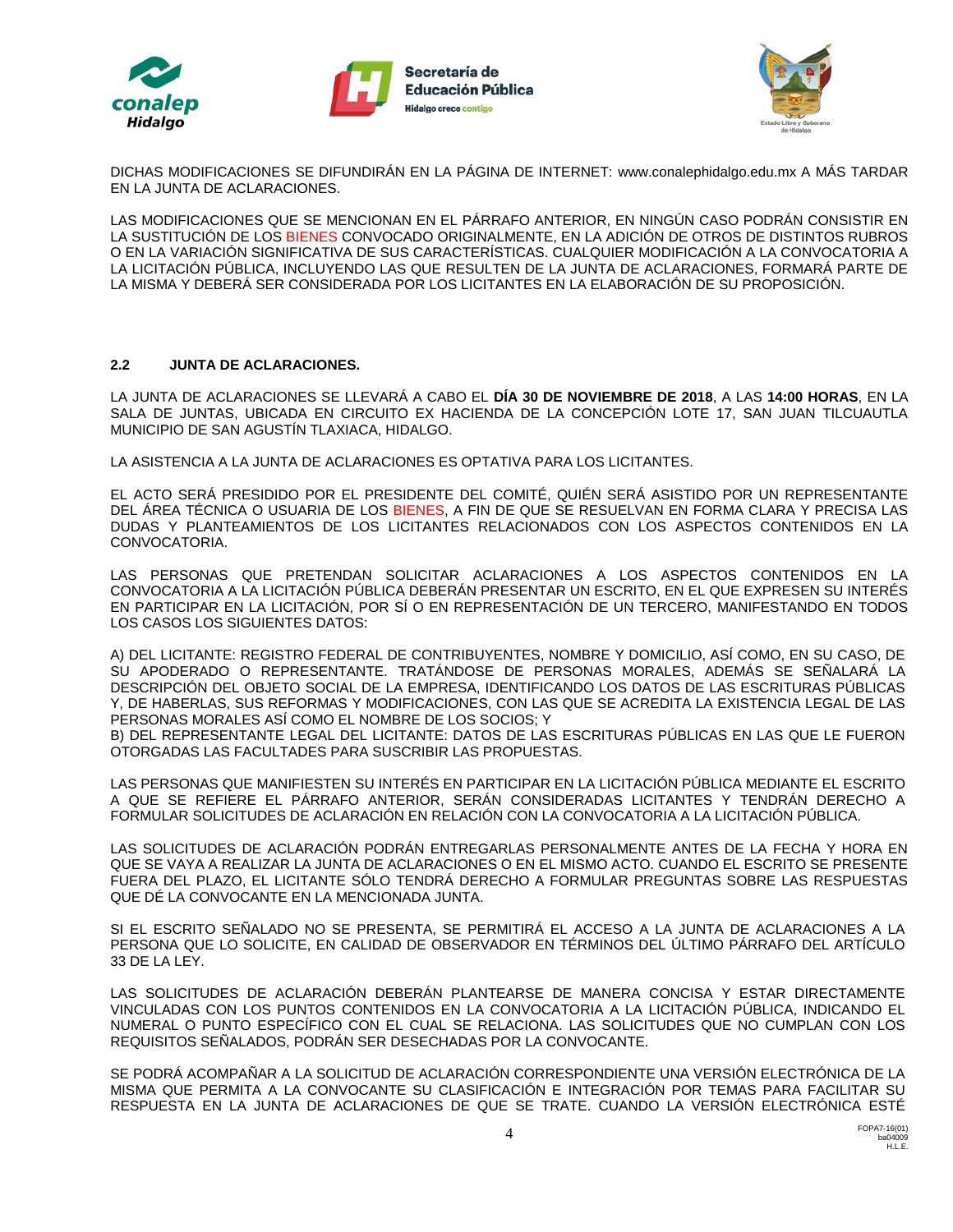DICHAS MODIFICACIONES SE DIFUNDIRÁN EN LA PÁGINA DE INTERNET: www.conalephidalgo.edu.mx A MÁS TARDAR EN LA JUNTA DE ACLARACIONES.

LAS MODIFICACIONES QUE SE MENCIONAN EN EL PÁRRAFO ANTERIOR, EN NINGÚN CASO PODRÁN CONSISTIR EN LA SUSTITUCIÓN DE LOS BIENES CONVOCADO ORIGINALMENTE, EN LA ADICIÓN DE OTROS DE DISTINTOS RUBROS O EN LA VARIACIÓN SIGNIFICATIVA DE SUS CARACTERÍSTICAS. CUALQUIER MODIFICACIÓN A LA CONVOCATORIA A LA LICITACIÓN PÚBLICA, INCLUYENDO LAS QUE RESULTEN DE LA JUNTA DE ACLARACIONES, FORMARÁ PARTE DE LA MISMA Y DEBERÁ SER CONSIDERADA POR LOS LICITANTES EN LA ELABORACIÓN DE SU PROPOSICIÓN.

### 2.2 JUNTA DE ACLARACIONES.

LA JUNTA DE ACLARACIONES SE LLEVARÁ A CABO EL **DÍA 30 DE NOVIEMBRE DE 2018**, A LAS **14:00 HORAS**, EN LA SALA DE JUNTAS, UBICADA EN CIRCUITO EX HACIENDA DE LA CONCEPCIÓN LOTE 17, SAN JUAN TILCUAUTLA MUNICIPIO DE SAN AGUSTÍN TLAXIACA, HIDALGO.

LA ASISTENCIA A LA JUNTA DE ACLARACIONES ES OPTATIVA PARA LOS LICITANTES.

EL ACTO SERÁ PRESIDIDO POR EL PRESIDENTE DEL COMITÉ, QUIÉN SERÁ ASISTIDO POR UN REPRESENTANTE DEL ÁREA TÉCNICA O USUARIA DE LOS BIENES, A FIN DE QUE SE RESUELVAN EN FORMA CLARA Y PRECISA LAS DUDAS Y PLANTEAMIENTOS DE LOS LICITANTES RELACIONADOS CON LOS ASPECTOS CONTENIDOS EN LA CONVOCATORIA.

LAS PERSONAS QUE PRETENDAN SOLICITAR ACLARACIONES A LOS ASPECTOS CONTENIDOS EN LA CONVOCATORIA A LA LICITACIÓN PÚBLICA DEBERÁN PRESENTAR UN ESCRITO, EN EL QUE EXPRESEN SU INTERÉS EN PARTICIPAR EN LA LICITACIÓN, POR SÍ O EN REPRESENTACIÓN DE UN TERCERO, MANIFESTANDO EN TODOS LOS CASOS LOS SIGUIENTES DATOS:

A) DEL LICITANTE: REGISTRO FEDERAL DE CONTRIBUYENTES, NOMBRE Y DOMICILIO, ASÍ COMO, EN SU CASO, DE SU APODERADO O REPRESENTANTE. TRATÁNDOSE DE PERSONAS MORALES, ADEMÁS SE SEÑALARÁ LA DESCRIPCIÓN DEL OBJETO SOCIAL DE LA EMPRESA, IDENTIFICANDO LOS DATOS DE LAS ESCRITURAS PÚBLICAS Y, DE HABERLAS, SUS REFORMAS Y MODIFICACIONES, CON LAS QUE SE ACREDITA LA EXISTENCIA LEGAL DE LAS PERSONAS MORALES ASÍ COMO EL NOMBRE DE LOS SOCIOS; Y
B) DEL REPRESENTANTE LEGAL DEL LICITANTE: DATOS DE LAS ESCRITURAS PÚBLICAS EN LAS QUE LE FUERON OTORGADAS LAS FACULTADES PARA SUSCRIBIR LAS PROPUESTAS.

LAS PERSONAS QUE MANIFIESTEN SU INTERÉS EN PARTICIPAR EN LA LICITACIÓN PÚBLICA MEDIANTE EL ESCRITO A QUE SE REFIERE EL PÁRRAFO ANTERIOR, SERÁN CONSIDERADAS LICITANTES Y TENDRÁN DERECHO A FORMULAR SOLICITUDES DE ACLARACIÓN EN RELACIÓN CON LA CONVOCATORIA A LA LICITACIÓN PÚBLICA.

LAS SOLICITUDES DE ACLARACIÓN PODRÁN ENTREGARLAS PERSONALMENTE ANTES DE LA FECHA Y HORA EN QUE SE VAYA A REALIZAR LA JUNTA DE ACLARACIONES O EN EL MISMO ACTO. CUANDO EL ESCRITO SE PRESENTE FUERA DEL PLAZO, EL LICITANTE SÓLO TENDRÁ DERECHO A FORMULAR PREGUNTAS SOBRE LAS RESPUESTAS QUE DÉ LA CONVOCANTE EN LA MENCIONADA JUNTA.

SI EL ESCRITO SEÑALADO NO SE PRESENTA, SE PERMITIRÁ EL ACCESO A LA JUNTA DE ACLARACIONES A LA PERSONA QUE LO SOLICITE, EN CALIDAD DE OBSERVADOR EN TÉRMINOS DEL ÚLTIMO PÁRRAFO DEL ARTÍCULO 33 DE LA LEY.

LAS SOLICITUDES DE ACLARACIÓN DEBERÁN PLANTEARSE DE MANERA CONCISA Y ESTAR DIRECTAMENTE VINCULADAS CON LOS PUNTOS CONTENIDOS EN LA CONVOCATORIA A LA LICITACIÓN PÚBLICA, INDICANDO EL NUMERAL O PUNTO ESPECÍFICO CON EL CUAL SE RELACIONA. LAS SOLICITUDES QUE NO CUMPLAN CON LOS REQUISITOS SEÑALADOS, PODRÁN SER DESECHADAS POR LA CONVOCANTE.

SE PODRÁ ACOMPAÑAR A LA SOLICITUD DE ACLARACIÓN CORRESPONDIENTE UNA VERSIÓN ELECTRÓNICA DE LA MISMA QUE PERMITA A LA CONVOCANTE SU CLASIFICACIÓN E INTEGRACIÓN POR TEMAS PARA FACILITAR SU RESPUESTA EN LA JUNTA DE ACLARACIONES DE QUE SE TRATE. CUANDO LA VERSIÓN ELECTRÓNICA ESTÉ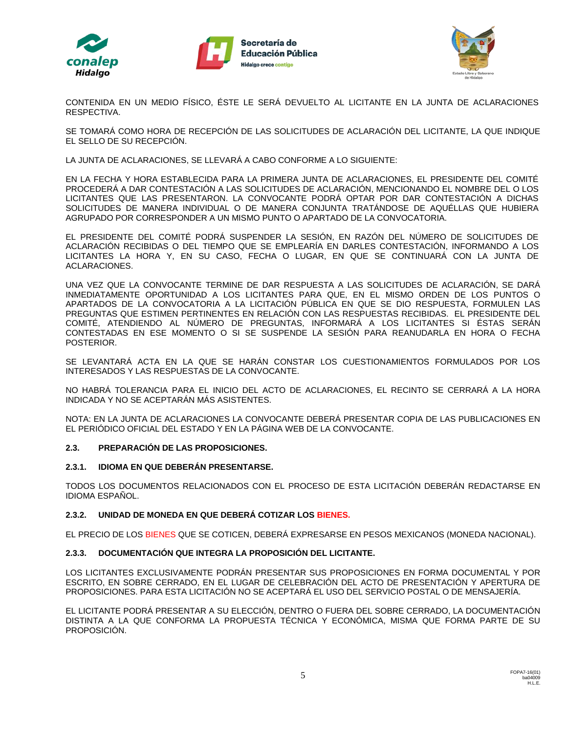CONTENIDA EN UN MEDIO FÍSICO, ÉSTE LE SERÁ DEVUELTO AL LICITANTE EN LA JUNTA DE ACLARACIONES RESPECTIVA.

SE TOMARÁ COMO HORA DE RECEPCIÓN DE LAS SOLICITUDES DE ACLARACIÓN DEL LICITANTE, LA QUE INDIQUE EL SELLO DE SU RECEPCIÓN.

LA JUNTA DE ACLARACIONES, SE LLEVARÁ A CABO CONFORME A LO SIGUIENTE:

EN LA FECHA Y HORA ESTABLECIDA PARA LA PRIMERA JUNTA DE ACLARACIONES, EL PRESIDENTE DEL COMITÉ PROCEDERÁ A DAR CONTESTACIÓN A LAS SOLICITUDES DE ACLARACIÓN, MENCIONANDO EL NOMBRE DEL O LOS LICITANTES QUE LAS PRESENTARON. LA CONVOCANTE PODRÁ OPTAR POR DAR CONTESTACIÓN A DICHAS SOLICITUDES DE MANERA INDIVIDUAL O DE MANERA CONJUNTA TRATÁNDOSE DE AQUÉLLAS QUE HUBIERA AGRUPADO POR CORRESPONDER A UN MISMO PUNTO O APARTADO DE LA CONVOCATORIA.

EL PRESIDENTE DEL COMITÉ PODRÁ SUSPENDER LA SESIÓN, EN RAZÓN DEL NÚMERO DE SOLICITUDES DE ACLARACIÓN RECIBIDAS O DEL TIEMPO QUE SE EMPLEARÍA EN DARLES CONTESTACIÓN, INFORMANDO A LOS LICITANTES LA HORA Y, EN SU CASO, FECHA O LUGAR, EN QUE SE CONTINUARÁ CON LA JUNTA DE ACLARACIONES.

UNA VEZ QUE LA CONVOCANTE TERMINE DE DAR RESPUESTA A LAS SOLICITUDES DE ACLARACIÓN, SE DARÁ INMEDIATAMENTE OPORTUNIDAD A LOS LICITANTES PARA QUE, EN EL MISMO ORDEN DE LOS PUNTOS O APARTADOS DE LA CONVOCATORIA A LA LICITACIÓN PÚBLICA EN QUE SE DIO RESPUESTA, FORMULEN LAS PREGUNTAS QUE ESTIMEN PERTINENTES EN RELACIÓN CON LAS RESPUESTAS RECIBIDAS. EL PRESIDENTE DEL COMITÉ, ATENDIENDO AL NÚMERO DE PREGUNTAS, INFORMARÁ A LOS LICITANTES SI ÉSTAS SERÁN CONTESTADAS EN ESE MOMENTO O SI SE SUSPENDE LA SESIÓN PARA REANUDARLA EN HORA O FECHA POSTERIOR.

SE LEVANTARÁ ACTA EN LA QUE SE HARÁN CONSTAR LOS CUESTIONAMIENTOS FORMULADOS POR LOS INTERESADOS Y LAS RESPUESTAS DE LA CONVOCANTE.

NO HABRÁ TOLERANCIA PARA EL INICIO DEL ACTO DE ACLARACIONES, EL RECINTO SE CERRARÁ A LA HORA INDICADA Y NO SE ACEPTARÁN MÁS ASISTENTES.

NOTA: EN LA JUNTA DE ACLARACIONES LA CONVOCANTE DEBERÁ PRESENTAR COPIA DE LAS PUBLICACIONES EN EL PERIÓDICO OFICIAL DEL ESTADO Y EN LA PÁGINA WEB DE LA CONVOCANTE.

### 2.3. PREPARACIÓN DE LAS PROPOSICIONES.

#### 2.3.1. IDIOMA EN QUE DEBERÁN PRESENTARSE.

TODOS LOS DOCUMENTOS RELACIONADOS CON EL PROCESO DE ESTA LICITACIÓN DEBERÁN REDACTARSE EN IDIOMA ESPAÑOL.

#### 2.3.2. UNIDAD DE MONEDA EN QUE DEBERÁ COTIZAR LOS BIENES.

EL PRECIO DE LOS BIENES QUE SE COTICEN, DEBERÁ EXPRESARSE EN PESOS MEXICANOS (MONEDA NACIONAL).

#### 2.3.3. DOCUMENTACIÓN QUE INTEGRA LA PROPOSICIÓN DEL LICITANTE.

LOS LICITANTES EXCLUSIVAMENTE PODRÁN PRESENTAR SUS PROPOSICIONES EN FORMA DOCUMENTAL Y POR ESCRITO, EN SOBRE CERRADO, EN EL LUGAR DE CELEBRACIÓN DEL ACTO DE PRESENTACIÓN Y APERTURA DE PROPOSICIONES. PARA ESTA LICITACIÓN NO SE ACEPTARÁ EL USO DEL SERVICIO POSTAL O DE MENSAJERÍA.

EL LICITANTE PODRÁ PRESENTAR A SU ELECCIÓN, DENTRO O FUERA DEL SOBRE CERRADO, LA DOCUMENTACIÓN DISTINTA A LA QUE CONFORMA LA PROPUESTA TÉCNICA Y ECONÓMICA, MISMA QUE FORMA PARTE DE SU PROPOSICIÓN.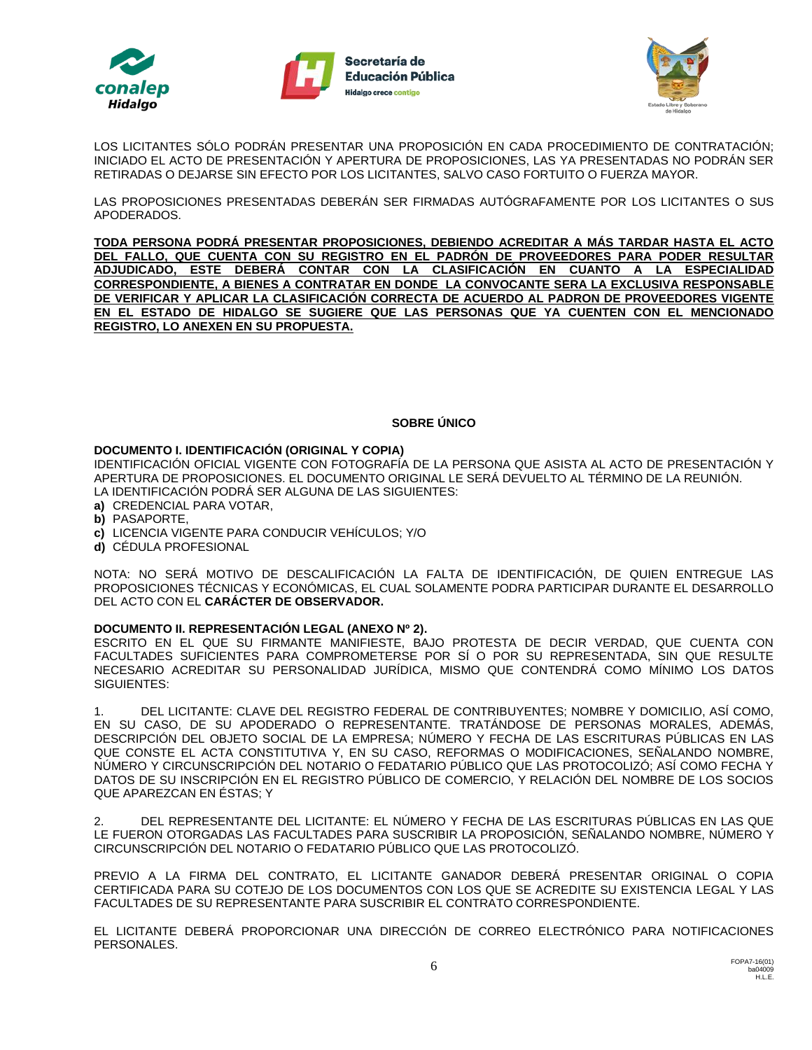LOS LICITANTES SÓLO PODRÁN PRESENTAR UNA PROPOSICIÓN EN CADA PROCEDIMIENTO DE CONTRATACIÓN; INICIADO EL ACTO DE PRESENTACIÓN Y APERTURA DE PROPOSICIONES, LAS YA PRESENTADAS NO PODRÁN SER RETIRADAS O DEJARSE SIN EFECTO POR LOS LICITANTES, SALVO CASO FORTUITO O FUERZA MAYOR.

LAS PROPOSICIONES PRESENTADAS DEBERÁN SER FIRMADAS AUTÓGRAFAMENTE POR LOS LICITANTES O SUS APODERADOS.

**TODA PERSONA PODRÁ PRESENTAR PROPOSICIONES, DEBIENDO ACREDITAR A MÁS TARDAR HASTA EL ACTO DEL FALLO, QUE CUENTA CON SU REGISTRO EN EL PADRÓN DE PROVEEDORES PARA PODER RESULTAR ADJUDICADO, ESTE DEBERÁ CONTAR CON LA CLASIFICACIÓN EN CUANTO A LA ESPECIALIDAD CORRESPONDIENTE, A BIENES A CONTRATAR EN DONDE LA CONVOCANTE SERA LA EXCLUSIVA RESPONSABLE DE VERIFICAR Y APLICAR LA CLASIFICACIÓN CORRECTA DE ACUERDO AL PADRON DE PROVEEDORES VIGENTE EN EL ESTADO DE HIDALGO SE SUGIERE QUE LAS PERSONAS QUE YA CUENTEN CON EL MENCIONADO REGISTRO, LO ANEXEN EN SU PROPUESTA.**

## SOBRE ÚNICO

**DOCUMENTO I. IDENTIFICACIÓN (ORIGINAL Y COPIA)**
IDENTIFICACIÓN OFICIAL VIGENTE CON FOTOGRAFÍA DE LA PERSONA QUE ASISTA AL ACTO DE PRESENTACIÓN Y APERTURA DE PROPOSICIONES. EL DOCUMENTO ORIGINAL LE SERÁ DEVUELTO AL TÉRMINO DE LA REUNIÓN.
LA IDENTIFICACIÓN PODRÁ SER ALGUNA DE LAS SIGUIENTES:

**a)** CREDENCIAL PARA VOTAR,
**b)** PASAPORTE,
**c)** LICENCIA VIGENTE PARA CONDUCIR VEHÍCULOS; Y/O
**d)** CÉDULA PROFESIONAL

NOTA: NO SERÁ MOTIVO DE DESCALIFICACIÓN LA FALTA DE IDENTIFICACIÓN, DE QUIEN ENTREGUE LAS PROPOSICIONES TÉCNICAS Y ECONÓMICAS, EL CUAL SOLAMENTE PODRA PARTICIPAR DURANTE EL DESARROLLO DEL ACTO CON EL **CARÁCTER DE OBSERVADOR.**

**DOCUMENTO II. REPRESENTACIÓN LEGAL (ANEXO Nº 2).**
ESCRITO EN EL QUE SU FIRMANTE MANIFIESTE, BAJO PROTESTA DE DECIR VERDAD, QUE CUENTA CON FACULTADES SUFICIENTES PARA COMPROMETERSE POR SÍ O POR SU REPRESENTADA, SIN QUE RESULTE NECESARIO ACREDITAR SU PERSONALIDAD JURÍDICA, MISMO QUE CONTENDRÁ COMO MÍNIMO LOS DATOS SIGUIENTES:

1. DEL LICITANTE: CLAVE DEL REGISTRO FEDERAL DE CONTRIBUYENTES; NOMBRE Y DOMICILIO, ASÍ COMO, EN SU CASO, DE SU APODERADO O REPRESENTANTE. TRATÁNDOSE DE PERSONAS MORALES, ADEMÁS, DESCRIPCIÓN DEL OBJETO SOCIAL DE LA EMPRESA; NÚMERO Y FECHA DE LAS ESCRITURAS PÚBLICAS EN LAS QUE CONSTE EL ACTA CONSTITUTIVA Y, EN SU CASO, REFORMAS O MODIFICACIONES, SEÑALANDO NOMBRE, NÚMERO Y CIRCUNSCRIPCIÓN DEL NOTARIO O FEDATARIO PÚBLICO QUE LAS PROTOCOLIZÓ; ASÍ COMO FECHA Y DATOS DE SU INSCRIPCIÓN EN EL REGISTRO PÚBLICO DE COMERCIO, Y RELACIÓN DEL NOMBRE DE LOS SOCIOS QUE APAREZCAN EN ÉSTAS; Y

2. DEL REPRESENTANTE DEL LICITANTE: EL NÚMERO Y FECHA DE LAS ESCRITURAS PÚBLICAS EN LAS QUE LE FUERON OTORGADAS LAS FACULTADES PARA SUSCRIBIR LA PROPOSICIÓN, SEÑALANDO NOMBRE, NÚMERO Y CIRCUNSCRIPCIÓN DEL NOTARIO O FEDATARIO PÚBLICO QUE LAS PROTOCOLIZÓ.

PREVIO A LA FIRMA DEL CONTRATO, EL LICITANTE GANADOR DEBERÁ PRESENTAR ORIGINAL O COPIA CERTIFICADA PARA SU COTEJO DE LOS DOCUMENTOS CON LOS QUE SE ACREDITE SU EXISTENCIA LEGAL Y LAS FACULTADES DE SU REPRESENTANTE PARA SUSCRIBIR EL CONTRATO CORRESPONDIENTE.

EL LICITANTE DEBERÁ PROPORCIONAR UNA DIRECCIÓN DE CORREO ELECTRÓNICO PARA NOTIFICACIONES PERSONALES.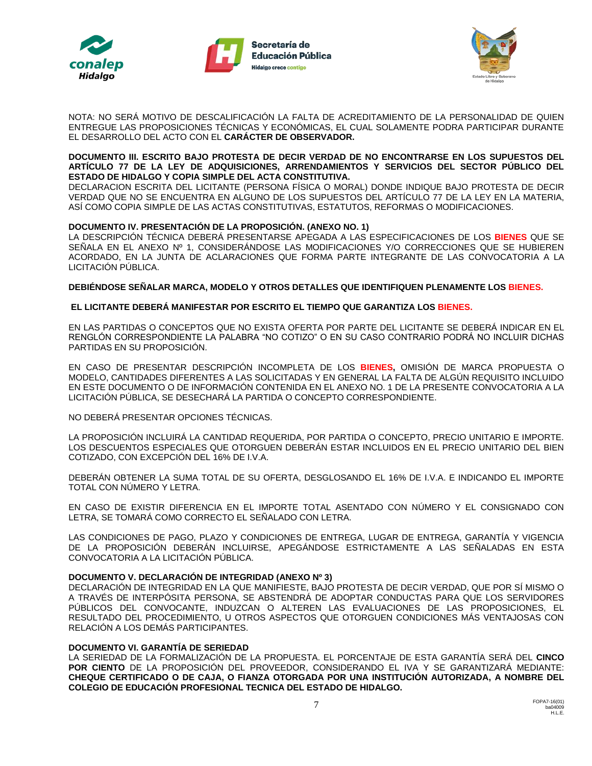NOTA: NO SERÁ MOTIVO DE DESCALIFICACIÓN LA FALTA DE ACREDITAMIENTO DE LA PERSONALIDAD DE QUIEN ENTREGUE LAS PROPOSICIONES TÉCNICAS Y ECONÓMICAS, EL CUAL SOLAMENTE PODRA PARTICIPAR DURANTE EL DESARROLLO DEL ACTO CON EL **CARÁCTER DE OBSERVADOR.**

**DOCUMENTO III. ESCRITO BAJO PROTESTA DE DECIR VERDAD DE NO ENCONTRARSE EN LOS SUPUESTOS DEL ARTÍCULO 77 DE LA LEY DE ADQUISICIONES, ARRENDAMIENTOS Y SERVICIOS DEL SECTOR PÚBLICO DEL ESTADO DE HIDALGO Y COPIA SIMPLE DEL ACTA CONSTITUTIVA.**

DECLARACION ESCRITA DEL LICITANTE (PERSONA FÍSICA O MORAL) DONDE INDIQUE BAJO PROTESTA DE DECIR VERDAD QUE NO SE ENCUENTRA EN ALGUNO DE LOS SUPUESTOS DEL ARTÍCULO 77 DE LA LEY EN LA MATERIA, ASÍ COMO COPIA SIMPLE DE LAS ACTAS CONSTITUTIVAS, ESTATUTOS, REFORMAS O MODIFICACIONES.

**DOCUMENTO IV. PRESENTACIÓN DE LA PROPOSICIÓN. (ANEXO NO. 1)**

LA DESCRIPCIÓN TÉCNICA DEBERÁ PRESENTARSE APEGADA A LAS ESPECIFICACIONES DE LOS **BIENES** QUE SE SEÑALA EN EL ANEXO Nº 1, CONSIDERÁNDOSE LAS MODIFICACIONES Y/O CORRECCIONES QUE SE HUBIEREN ACORDADO, EN LA JUNTA DE ACLARACIONES QUE FORMA PARTE INTEGRANTE DE LAS CONVOCATORIA A LA LICITACIÓN PÚBLICA.

**DEBIÉNDOSE SEÑALAR MARCA, MODELO Y OTROS DETALLES QUE IDENTIFIQUEN PLENAMENTE LOS BIENES.**

**EL LICITANTE DEBERÁ MANIFESTAR POR ESCRITO EL TIEMPO QUE GARANTIZA LOS BIENES.**

EN LAS PARTIDAS O CONCEPTOS QUE NO EXISTA OFERTA POR PARTE DEL LICITANTE SE DEBERÁ INDICAR EN EL RENGLÓN CORRESPONDIENTE LA PALABRA "NO COTIZO" O EN SU CASO CONTRARIO PODRÁ NO INCLUIR DICHAS PARTIDAS EN SU PROPOSICIÓN.

EN CASO DE PRESENTAR DESCRIPCIÓN INCOMPLETA DE LOS **BIENES,** OMISIÓN DE MARCA PROPUESTA O MODELO, CANTIDADES DIFERENTES A LAS SOLICITADAS Y EN GENERAL LA FALTA DE ALGÚN REQUISITO INCLUIDO EN ESTE DOCUMENTO O DE INFORMACIÓN CONTENIDA EN EL ANEXO NO. 1 DE LA PRESENTE CONVOCATORIA A LA LICITACIÓN PÚBLICA, SE DESECHARÁ LA PARTIDA O CONCEPTO CORRESPONDIENTE.

NO DEBERÁ PRESENTAR OPCIONES TÉCNICAS.

LA PROPOSICIÓN INCLUIRÁ LA CANTIDAD REQUERIDA, POR PARTIDA O CONCEPTO, PRECIO UNITARIO E IMPORTE. LOS DESCUENTOS ESPECIALES QUE OTORGUEN DEBERÁN ESTAR INCLUIDOS EN EL PRECIO UNITARIO DEL BIEN COTIZADO, CON EXCEPCIÓN DEL 16% DE I.V.A.

DEBERÁN OBTENER LA SUMA TOTAL DE SU OFERTA, DESGLOSANDO EL 16% DE I.V.A. E INDICANDO EL IMPORTE TOTAL CON NÚMERO Y LETRA.

EN CASO DE EXISTIR DIFERENCIA EN EL IMPORTE TOTAL ASENTADO CON NÚMERO Y EL CONSIGNADO CON LETRA, SE TOMARÁ COMO CORRECTO EL SEÑALADO CON LETRA.

LAS CONDICIONES DE PAGO, PLAZO Y CONDICIONES DE ENTREGA, LUGAR DE ENTREGA, GARANTÍA Y VIGENCIA DE LA PROPOSICIÓN DEBERÁN INCLUIRSE, APEGÁNDOSE ESTRICTAMENTE A LAS SEÑALADAS EN ESTA CONVOCATORIA A LA LICITACIÓN PÚBLICA.

**DOCUMENTO V. DECLARACIÓN DE INTEGRIDAD (ANEXO Nº 3)**

DECLARACIÓN DE INTEGRIDAD EN LA QUE MANIFIESTE, BAJO PROTESTA DE DECIR VERDAD, QUE POR SÍ MISMO O A TRAVÉS DE INTERPÓSITA PERSONA, SE ABSTENDRÁ DE ADOPTAR CONDUCTAS PARA QUE LOS SERVIDORES PÚBLICOS DEL CONVOCANTE, INDUZCAN O ALTEREN LAS EVALUACIONES DE LAS PROPOSICIONES, EL RESULTADO DEL PROCEDIMIENTO, U OTROS ASPECTOS QUE OTORGUEN CONDICIONES MÁS VENTAJOSAS CON RELACIÓN A LOS DEMÁS PARTICIPANTES.

**DOCUMENTO VI. GARANTÍA DE SERIEDAD**

LA SERIEDAD DE LA FORMALIZACIÓN DE LA PROPUESTA. EL PORCENTAJE DE ESTA GARANTÍA SERÁ DEL **CINCO POR CIENTO** DE LA PROPOSICIÓN DEL PROVEEDOR, CONSIDERANDO EL IVA Y SE GARANTIZARÁ MEDIANTE: **CHEQUE CERTIFICADO O DE CAJA, O FIANZA OTORGADA POR UNA INSTITUCIÓN AUTORIZADA, A NOMBRE DEL COLEGIO DE EDUCACIÓN PROFESIONAL TECNICA DEL ESTADO DE HIDALGO.**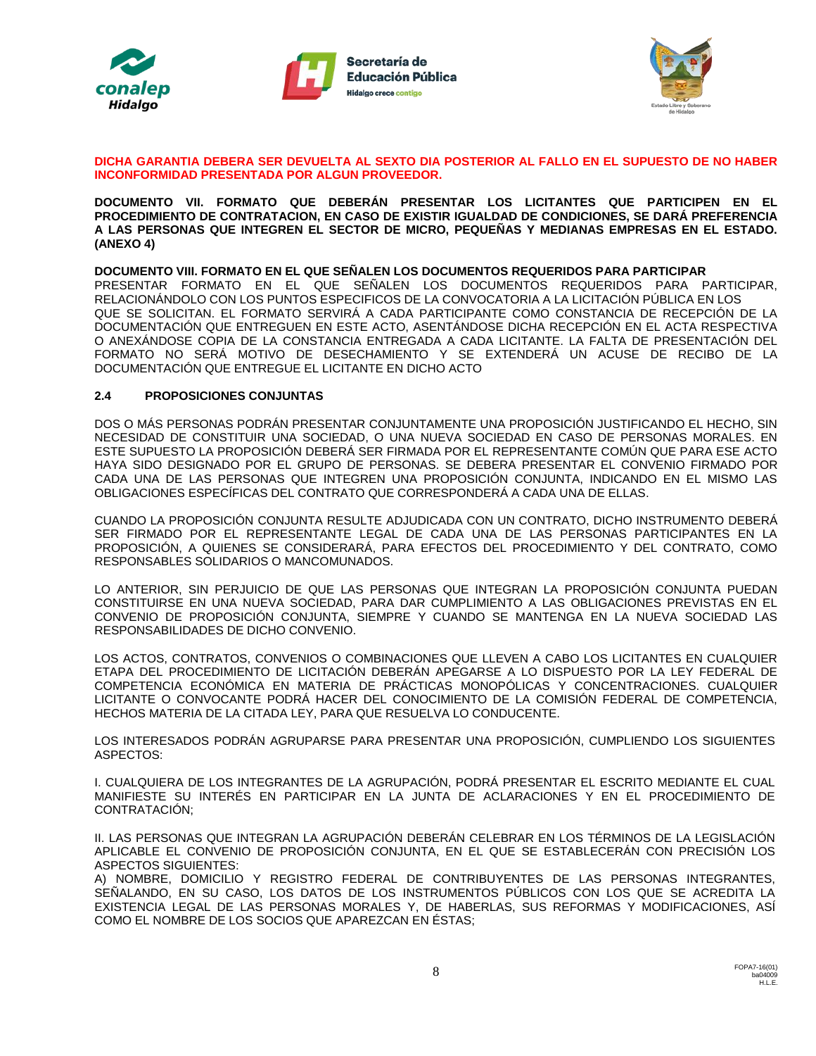**DICHA GARANTIA DEBERA SER DEVUELTA AL SEXTO DIA POSTERIOR AL FALLO EN EL SUPUESTO DE NO HABER INCONFORMIDAD PRESENTADA POR ALGUN PROVEEDOR.**

**DOCUMENTO VII. FORMATO QUE DEBERÁN PRESENTAR LOS LICITANTES QUE PARTICIPEN EN EL PROCEDIMIENTO DE CONTRATACION, EN CASO DE EXISTIR IGUALDAD DE CONDICIONES, SE DARÁ PREFERENCIA A LAS PERSONAS QUE INTEGREN EL SECTOR DE MICRO, PEQUEÑAS Y MEDIANAS EMPRESAS EN EL ESTADO. (ANEXO 4)**

**DOCUMENTO VIII. FORMATO EN EL QUE SEÑALEN LOS DOCUMENTOS REQUERIDOS PARA PARTICIPAR**
PRESENTAR FORMATO EN EL QUE SEÑALEN LOS DOCUMENTOS REQUERIDOS PARA PARTICIPAR, RELACIONÁNDOLO CON LOS PUNTOS ESPECIFICOS DE LA CONVOCATORIA A LA LICITACIÓN PÚBLICA EN LOS QUE SE SOLICITAN. EL FORMATO SERVIRÁ A CADA PARTICIPANTE COMO CONSTANCIA DE RECEPCIÓN DE LA DOCUMENTACIÓN QUE ENTREGUEN EN ESTE ACTO, ASENTÁNDOSE DICHA RECEPCIÓN EN EL ACTA RESPECTIVA O ANEXÁNDOSE COPIA DE LA CONSTANCIA ENTREGADA A CADA LICITANTE. LA FALTA DE PRESENTACIÓN DEL FORMATO NO SERÁ MOTIVO DE DESECHAMIENTO Y SE EXTENDERÁ UN ACUSE DE RECIBO DE LA DOCUMENTACIÓN QUE ENTREGUE EL LICITANTE EN DICHO ACTO

### 2.4 PROPOSICIONES CONJUNTAS

DOS O MÁS PERSONAS PODRÁN PRESENTAR CONJUNTAMENTE UNA PROPOSICIÓN JUSTIFICANDO EL HECHO, SIN NECESIDAD DE CONSTITUIR UNA SOCIEDAD, O UNA NUEVA SOCIEDAD EN CASO DE PERSONAS MORALES. EN ESTE SUPUESTO LA PROPOSICIÓN DEBERÁ SER FIRMADA POR EL REPRESENTANTE COMÚN QUE PARA ESE ACTO HAYA SIDO DESIGNADO POR EL GRUPO DE PERSONAS. SE DEBERA PRESENTAR EL CONVENIO FIRMADO POR CADA UNA DE LAS PERSONAS QUE INTEGREN UNA PROPOSICIÓN CONJUNTA, INDICANDO EN EL MISMO LAS OBLIGACIONES ESPECÍFICAS DEL CONTRATO QUE CORRESPONDERÁ A CADA UNA DE ELLAS.

CUANDO LA PROPOSICIÓN CONJUNTA RESULTE ADJUDICADA CON UN CONTRATO, DICHO INSTRUMENTO DEBERÁ SER FIRMADO POR EL REPRESENTANTE LEGAL DE CADA UNA DE LAS PERSONAS PARTICIPANTES EN LA PROPOSICIÓN, A QUIENES SE CONSIDERARÁ, PARA EFECTOS DEL PROCEDIMIENTO Y DEL CONTRATO, COMO RESPONSABLES SOLIDARIOS O MANCOMUNADOS.

LO ANTERIOR, SIN PERJUICIO DE QUE LAS PERSONAS QUE INTEGRAN LA PROPOSICIÓN CONJUNTA PUEDAN CONSTITUIRSE EN UNA NUEVA SOCIEDAD, PARA DAR CUMPLIMIENTO A LAS OBLIGACIONES PREVISTAS EN EL CONVENIO DE PROPOSICIÓN CONJUNTA, SIEMPRE Y CUANDO SE MANTENGA EN LA NUEVA SOCIEDAD LAS RESPONSABILIDADES DE DICHO CONVENIO.

LOS ACTOS, CONTRATOS, CONVENIOS O COMBINACIONES QUE LLEVEN A CABO LOS LICITANTES EN CUALQUIER ETAPA DEL PROCEDIMIENTO DE LICITACIÓN DEBERÁN APEGARSE A LO DISPUESTO POR LA LEY FEDERAL DE COMPETENCIA ECONÓMICA EN MATERIA DE PRÁCTICAS MONOPÓLICAS Y CONCENTRACIONES. CUALQUIER LICITANTE O CONVOCANTE PODRÁ HACER DEL CONOCIMIENTO DE LA COMISIÓN FEDERAL DE COMPETENCIA, HECHOS MATERIA DE LA CITADA LEY, PARA QUE RESUELVA LO CONDUCENTE.

LOS INTERESADOS PODRÁN AGRUPARSE PARA PRESENTAR UNA PROPOSICIÓN, CUMPLIENDO LOS SIGUIENTES ASPECTOS:

I. CUALQUIERA DE LOS INTEGRANTES DE LA AGRUPACIÓN, PODRÁ PRESENTAR EL ESCRITO MEDIANTE EL CUAL MANIFIESTE SU INTERÉS EN PARTICIPAR EN LA JUNTA DE ACLARACIONES Y EN EL PROCEDIMIENTO DE CONTRATACIÓN;

II. LAS PERSONAS QUE INTEGRAN LA AGRUPACIÓN DEBERÁN CELEBRAR EN LOS TÉRMINOS DE LA LEGISLACIÓN APLICABLE EL CONVENIO DE PROPOSICIÓN CONJUNTA, EN EL QUE SE ESTABLECERÁN CON PRECISIÓN LOS ASPECTOS SIGUIENTES:
A) NOMBRE, DOMICILIO Y REGISTRO FEDERAL DE CONTRIBUYENTES DE LAS PERSONAS INTEGRANTES, SEÑALANDO, EN SU CASO, LOS DATOS DE LOS INSTRUMENTOS PÚBLICOS CON LOS QUE SE ACREDITA LA EXISTENCIA LEGAL DE LAS PERSONAS MORALES Y, DE HABERLAS, SUS REFORMAS Y MODIFICACIONES, ASÍ COMO EL NOMBRE DE LOS SOCIOS QUE APAREZCAN EN ÉSTAS;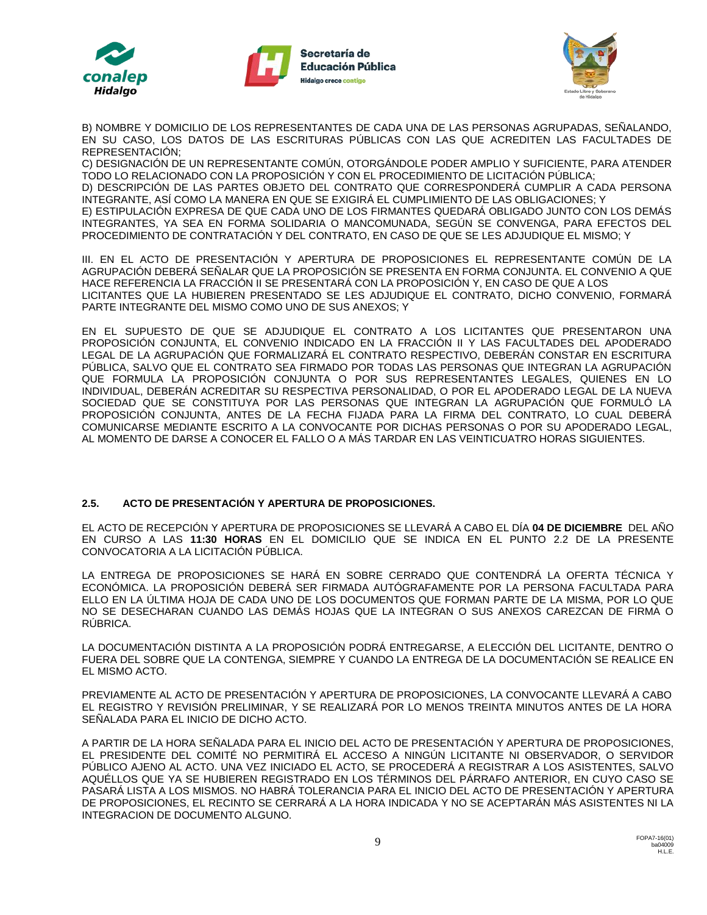B) NOMBRE Y DOMICILIO DE LOS REPRESENTANTES DE CADA UNA DE LAS PERSONAS AGRUPADAS, SEÑALANDO, EN SU CASO, LOS DATOS DE LAS ESCRITURAS PÚBLICAS CON LAS QUE ACREDITEN LAS FACULTADES DE REPRESENTACIÓN;

C) DESIGNACIÓN DE UN REPRESENTANTE COMÚN, OTORGÁNDOLE PODER AMPLIO Y SUFICIENTE, PARA ATENDER TODO LO RELACIONADO CON LA PROPOSICIÓN Y CON EL PROCEDIMIENTO DE LICITACIÓN PÚBLICA;

D) DESCRIPCIÓN DE LAS PARTES OBJETO DEL CONTRATO QUE CORRESPONDERÁ CUMPLIR A CADA PERSONA INTEGRANTE, ASÍ COMO LA MANERA EN QUE SE EXIGIRÁ EL CUMPLIMIENTO DE LAS OBLIGACIONES; Y

E) ESTIPULACIÓN EXPRESA DE QUE CADA UNO DE LOS FIRMANTES QUEDARÁ OBLIGADO JUNTO CON LOS DEMÁS INTEGRANTES, YA SEA EN FORMA SOLIDARIA O MANCOMUNADA, SEGÚN SE CONVENGA, PARA EFECTOS DEL PROCEDIMIENTO DE CONTRATACIÓN Y DEL CONTRATO, EN CASO DE QUE SE LES ADJUDIQUE EL MISMO; Y

III. EN EL ACTO DE PRESENTACIÓN Y APERTURA DE PROPOSICIONES EL REPRESENTANTE COMÚN DE LA AGRUPACIÓN DEBERÁ SEÑALAR QUE LA PROPOSICIÓN SE PRESENTA EN FORMA CONJUNTA. EL CONVENIO A QUE HACE REFERENCIA LA FRACCIÓN II SE PRESENTARÁ CON LA PROPOSICIÓN Y, EN CASO DE QUE A LOS LICITANTES QUE LA HUBIEREN PRESENTADO SE LES ADJUDIQUE EL CONTRATO, DICHO CONVENIO, FORMARÁ PARTE INTEGRANTE DEL MISMO COMO UNO DE SUS ANEXOS; Y

EN EL SUPUESTO DE QUE SE ADJUDIQUE EL CONTRATO A LOS LICITANTES QUE PRESENTARON UNA PROPOSICIÓN CONJUNTA, EL CONVENIO INDICADO EN LA FRACCIÓN II Y LAS FACULTADES DEL APODERADO LEGAL DE LA AGRUPACIÓN QUE FORMALIZARÁ EL CONTRATO RESPECTIVO, DEBERÁN CONSTAR EN ESCRITURA PÚBLICA, SALVO QUE EL CONTRATO SEA FIRMADO POR TODAS LAS PERSONAS QUE INTEGRAN LA AGRUPACIÓN QUE FORMULA LA PROPOSICIÓN CONJUNTA O POR SUS REPRESENTANTES LEGALES, QUIENES EN LO INDIVIDUAL, DEBERÁN ACREDITAR SU RESPECTIVA PERSONALIDAD, O POR EL APODERADO LEGAL DE LA NUEVA SOCIEDAD QUE SE CONSTITUYA POR LAS PERSONAS QUE INTEGRAN LA AGRUPACIÓN QUE FORMULÓ LA PROPOSICIÓN CONJUNTA, ANTES DE LA FECHA FIJADA PARA LA FIRMA DEL CONTRATO, LO CUAL DEBERÁ COMUNICARSE MEDIANTE ESCRITO A LA CONVOCANTE POR DICHAS PERSONAS O POR SU APODERADO LEGAL, AL MOMENTO DE DARSE A CONOCER EL FALLO O A MÁS TARDAR EN LAS VEINTICUATRO HORAS SIGUIENTES.

## 2.5. ACTO DE PRESENTACIÓN Y APERTURA DE PROPOSICIONES.

EL ACTO DE RECEPCIÓN Y APERTURA DE PROPOSICIONES SE LLEVARÁ A CABO EL DÍA **04 DE DICIEMBRE** DEL AÑO EN CURSO A LAS **11:30 HORAS** EN EL DOMICILIO QUE SE INDICA EN EL PUNTO 2.2 DE LA PRESENTE CONVOCATORIA A LA LICITACIÓN PÚBLICA.

LA ENTREGA DE PROPOSICIONES SE HARÁ EN SOBRE CERRADO QUE CONTENDRÁ LA OFERTA TÉCNICA Y ECONÓMICA. LA PROPOSICIÓN DEBERÁ SER FIRMADA AUTÓGRAFAMENTE POR LA PERSONA FACULTADA PARA ELLO EN LA ÚLTIMA HOJA DE CADA UNO DE LOS DOCUMENTOS QUE FORMAN PARTE DE LA MISMA, POR LO QUE NO SE DESECHARAN CUANDO LAS DEMÁS HOJAS QUE LA INTEGRAN O SUS ANEXOS CAREZCAN DE FIRMA O RÚBRICA.

LA DOCUMENTACIÓN DISTINTA A LA PROPOSICIÓN PODRÁ ENTREGARSE, A ELECCIÓN DEL LICITANTE, DENTRO O FUERA DEL SOBRE QUE LA CONTENGA, SIEMPRE Y CUANDO LA ENTREGA DE LA DOCUMENTACIÓN SE REALICE EN EL MISMO ACTO.

PREVIAMENTE AL ACTO DE PRESENTACIÓN Y APERTURA DE PROPOSICIONES, LA CONVOCANTE LLEVARÁ A CABO EL REGISTRO Y REVISIÓN PRELIMINAR, Y SE REALIZARÁ POR LO MENOS TREINTA MINUTOS ANTES DE LA HORA SEÑALADA PARA EL INICIO DE DICHO ACTO.

A PARTIR DE LA HORA SEÑALADA PARA EL INICIO DEL ACTO DE PRESENTACIÓN Y APERTURA DE PROPOSICIONES, EL PRESIDENTE DEL COMITÉ NO PERMITIRÁ EL ACCESO A NINGÚN LICITANTE NI OBSERVADOR, O SERVIDOR PÚBLICO AJENO AL ACTO. UNA VEZ INICIADO EL ACTO, SE PROCEDERÁ A REGISTRAR A LOS ASISTENTES, SALVO AQUÉLLOS QUE YA SE HUBIEREN REGISTRADO EN LOS TÉRMINOS DEL PÁRRAFO ANTERIOR, EN CUYO CASO SE PASARÁ LISTA A LOS MISMOS. NO HABRÁ TOLERANCIA PARA EL INICIO DEL ACTO DE PRESENTACIÓN Y APERTURA DE PROPOSICIONES, EL RECINTO SE CERRARÁ A LA HORA INDICADA Y NO SE ACEPTARÁN MÁS ASISTENTES NI LA INTEGRACION DE DOCUMENTO ALGUNO.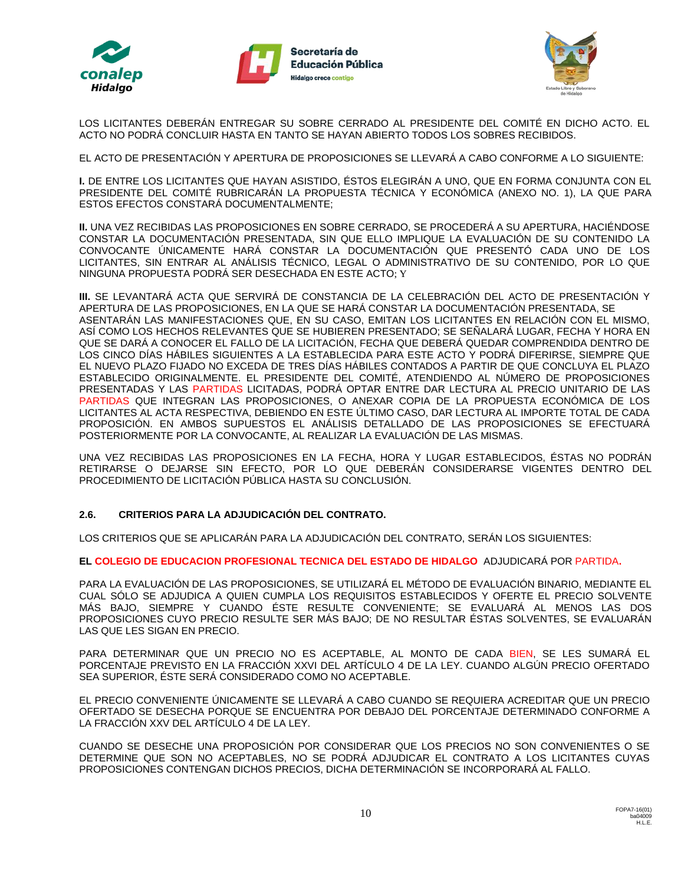LOS LICITANTES DEBERÁN ENTREGAR SU SOBRE CERRADO AL PRESIDENTE DEL COMITÉ EN DICHO ACTO. EL ACTO NO PODRÁ CONCLUIR HASTA EN TANTO SE HAYAN ABIERTO TODOS LOS SOBRES RECIBIDOS.

EL ACTO DE PRESENTACIÓN Y APERTURA DE PROPOSICIONES SE LLEVARÁ A CABO CONFORME A LO SIGUIENTE:

**I.** DE ENTRE LOS LICITANTES QUE HAYAN ASISTIDO, ÉSTOS ELEGIRÁN A UNO, QUE EN FORMA CONJUNTA CON EL PRESIDENTE DEL COMITÉ RUBRICARÁN LA PROPUESTA TÉCNICA Y ECONÓMICA (ANEXO NO. 1), LA QUE PARA ESTOS EFECTOS CONSTARÁ DOCUMENTALMENTE;

**II.** UNA VEZ RECIBIDAS LAS PROPOSICIONES EN SOBRE CERRADO, SE PROCEDERÁ A SU APERTURA, HACIÉNDOSE CONSTAR LA DOCUMENTACIÓN PRESENTADA, SIN QUE ELLO IMPLIQUE LA EVALUACIÓN DE SU CONTENIDO LA CONVOCANTE ÚNICAMENTE HARÁ CONSTAR LA DOCUMENTACIÓN QUE PRESENTÓ CADA UNO DE LOS LICITANTES, SIN ENTRAR AL ANÁLISIS TÉCNICO, LEGAL O ADMINISTRATIVO DE SU CONTENIDO, POR LO QUE NINGUNA PROPUESTA PODRÁ SER DESECHADA EN ESTE ACTO; Y

**III.** SE LEVANTARÁ ACTA QUE SERVIRÁ DE CONSTANCIA DE LA CELEBRACIÓN DEL ACTO DE PRESENTACIÓN Y APERTURA DE LAS PROPOSICIONES, EN LA QUE SE HARÁ CONSTAR LA DOCUMENTACIÓN PRESENTADA, SE ASENTARÁN LAS MANIFESTACIONES QUE, EN SU CASO, EMITAN LOS LICITANTES EN RELACIÓN CON EL MISMO, ASÍ COMO LOS HECHOS RELEVANTES QUE SE HUBIEREN PRESENTADO; SE SEÑALARÁ LUGAR, FECHA Y HORA EN QUE SE DARÁ A CONOCER EL FALLO DE LA LICITACIÓN, FECHA QUE DEBERÁ QUEDAR COMPRENDIDA DENTRO DE LOS CINCO DÍAS HÁBILES SIGUIENTES A LA ESTABLECIDA PARA ESTE ACTO Y PODRÁ DIFERIRSE, SIEMPRE QUE EL NUEVO PLAZO FIJADO NO EXCEDA DE TRES DÍAS HÁBILES CONTADOS A PARTIR DE QUE CONCLUYA EL PLAZO ESTABLECIDO ORIGINALMENTE. EL PRESIDENTE DEL COMITÉ, ATENDIENDO AL NÚMERO DE PROPOSICIONES PRESENTADAS Y LAS PARTIDAS LICITADAS, PODRÁ OPTAR ENTRE DAR LECTURA AL PRECIO UNITARIO DE LAS PARTIDAS QUE INTEGRAN LAS PROPOSICIONES, O ANEXAR COPIA DE LA PROPUESTA ECONÓMICA DE LOS LICITANTES AL ACTA RESPECTIVA, DEBIENDO EN ESTE ÚLTIMO CASO, DAR LECTURA AL IMPORTE TOTAL DE CADA PROPOSICIÓN. EN AMBOS SUPUESTOS EL ANÁLISIS DETALLADO DE LAS PROPOSICIONES SE EFECTUARÁ POSTERIORMENTE POR LA CONVOCANTE, AL REALIZAR LA EVALUACIÓN DE LAS MISMAS.

UNA VEZ RECIBIDAS LAS PROPOSICIONES EN LA FECHA, HORA Y LUGAR ESTABLECIDOS, ÉSTAS NO PODRÁN RETIRARSE O DEJARSE SIN EFECTO, POR LO QUE DEBERÁN CONSIDERARSE VIGENTES DENTRO DEL PROCEDIMIENTO DE LICITACIÓN PÚBLICA HASTA SU CONCLUSIÓN.

### 2.6. CRITERIOS PARA LA ADJUDICACIÓN DEL CONTRATO.

LOS CRITERIOS QUE SE APLICARÁN PARA LA ADJUDICACIÓN DEL CONTRATO, SERÁN LOS SIGUIENTES:

**EL COLEGIO DE EDUCACION PROFESIONAL TECNICA DEL ESTADO DE HIDALGO** ADJUDICARÁ POR PARTIDA**.**

PARA LA EVALUACIÓN DE LAS PROPOSICIONES, SE UTILIZARÁ EL MÉTODO DE EVALUACIÓN BINARIO, MEDIANTE EL CUAL SÓLO SE ADJUDICA A QUIEN CUMPLA LOS REQUISITOS ESTABLECIDOS Y OFERTE EL PRECIO SOLVENTE MÁS BAJO, SIEMPRE Y CUANDO ÉSTE RESULTE CONVENIENTE; SE EVALUARÁ AL MENOS LAS DOS PROPOSICIONES CUYO PRECIO RESULTE SER MÁS BAJO; DE NO RESULTAR ÉSTAS SOLVENTES, SE EVALUARÁN LAS QUE LES SIGAN EN PRECIO.

PARA DETERMINAR QUE UN PRECIO NO ES ACEPTABLE, AL MONTO DE CADA BIEN, SE LES SUMARÁ EL PORCENTAJE PREVISTO EN LA FRACCIÓN XXVI DEL ARTÍCULO 4 DE LA LEY. CUANDO ALGÚN PRECIO OFERTADO SEA SUPERIOR, ÉSTE SERÁ CONSIDERADO COMO NO ACEPTABLE.

EL PRECIO CONVENIENTE ÚNICAMENTE SE LLEVARÁ A CABO CUANDO SE REQUIERA ACREDITAR QUE UN PRECIO OFERTADO SE DESECHA PORQUE SE ENCUENTRA POR DEBAJO DEL PORCENTAJE DETERMINADO CONFORME A LA FRACCIÓN XXV DEL ARTÍCULO 4 DE LA LEY.

CUANDO SE DESECHE UNA PROPOSICIÓN POR CONSIDERAR QUE LOS PRECIOS NO SON CONVENIENTES O SE DETERMINE QUE SON NO ACEPTABLES, NO SE PODRÁ ADJUDICAR EL CONTRATO A LOS LICITANTES CUYAS PROPOSICIONES CONTENGAN DICHOS PRECIOS, DICHA DETERMINACIÓN SE INCORPORARÁ AL FALLO.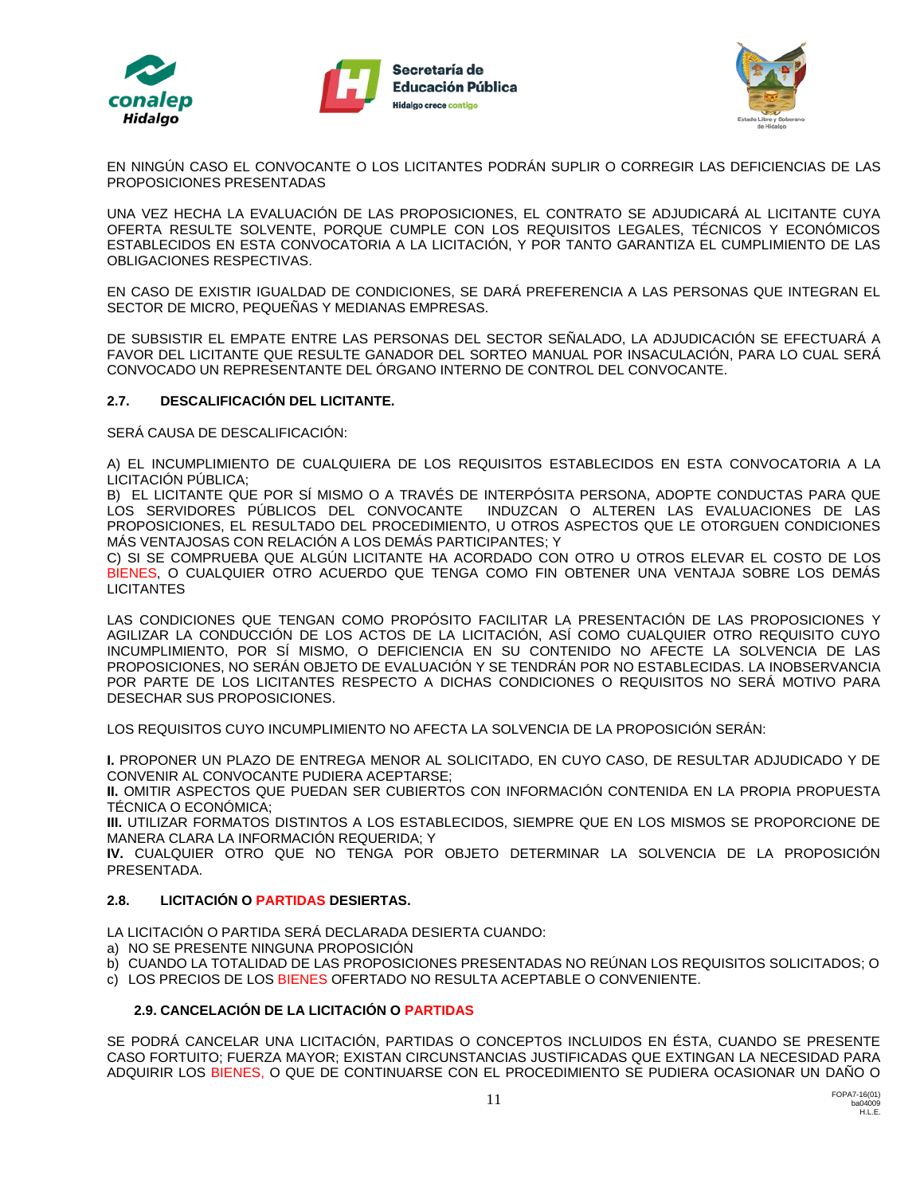EN NINGÚN CASO EL CONVOCANTE O LOS LICITANTES PODRÁN SUPLIR O CORREGIR LAS DEFICIENCIAS DE LAS PROPOSICIONES PRESENTADAS

UNA VEZ HECHA LA EVALUACIÓN DE LAS PROPOSICIONES, EL CONTRATO SE ADJUDICARÁ AL LICITANTE CUYA OFERTA RESULTE SOLVENTE, PORQUE CUMPLE CON LOS REQUISITOS LEGALES, TÉCNICOS Y ECONÓMICOS ESTABLECIDOS EN ESTA CONVOCATORIA A LA LICITACIÓN, Y POR TANTO GARANTIZA EL CUMPLIMIENTO DE LAS OBLIGACIONES RESPECTIVAS.

EN CASO DE EXISTIR IGUALDAD DE CONDICIONES, SE DARÁ PREFERENCIA A LAS PERSONAS QUE INTEGRAN EL SECTOR DE MICRO, PEQUEÑAS Y MEDIANAS EMPRESAS.

DE SUBSISTIR EL EMPATE ENTRE LAS PERSONAS DEL SECTOR SEÑALADO, LA ADJUDICACIÓN SE EFECTUARÁ A FAVOR DEL LICITANTE QUE RESULTE GANADOR DEL SORTEO MANUAL POR INSACULACIÓN, PARA LO CUAL SERÁ CONVOCADO UN REPRESENTANTE DEL ÓRGANO INTERNO DE CONTROL DEL CONVOCANTE.

### 2.7. DESCALIFICACIÓN DEL LICITANTE.

SERÁ CAUSA DE DESCALIFICACIÓN:

A) EL INCUMPLIMIENTO DE CUALQUIERA DE LOS REQUISITOS ESTABLECIDOS EN ESTA CONVOCATORIA A LA LICITACIÓN PÚBLICA;
B) EL LICITANTE QUE POR SÍ MISMO O A TRAVÉS DE INTERPÓSITA PERSONA, ADOPTE CONDUCTAS PARA QUE LOS SERVIDORES PÚBLICOS DEL CONVOCANTE INDUZCAN O ALTEREN LAS EVALUACIONES DE LAS PROPOSICIONES, EL RESULTADO DEL PROCEDIMIENTO, U OTROS ASPECTOS QUE LE OTORGUEN CONDICIONES MÁS VENTAJOSAS CON RELACIÓN A LOS DEMÁS PARTICIPANTES; Y
C) SI SE COMPRUEBA QUE ALGÚN LICITANTE HA ACORDADO CON OTRO U OTROS ELEVAR EL COSTO DE LOS BIENES, O CUALQUIER OTRO ACUERDO QUE TENGA COMO FIN OBTENER UNA VENTAJA SOBRE LOS DEMÁS LICITANTES

LAS CONDICIONES QUE TENGAN COMO PROPÓSITO FACILITAR LA PRESENTACIÓN DE LAS PROPOSICIONES Y AGILIZAR LA CONDUCCIÓN DE LOS ACTOS DE LA LICITACIÓN, ASÍ COMO CUALQUIER OTRO REQUISITO CUYO INCUMPLIMIENTO, POR SÍ MISMO, O DEFICIENCIA EN SU CONTENIDO NO AFECTE LA SOLVENCIA DE LAS PROPOSICIONES, NO SERÁN OBJETO DE EVALUACIÓN Y SE TENDRÁN POR NO ESTABLECIDAS. LA INOBSERVANCIA POR PARTE DE LOS LICITANTES RESPECTO A DICHAS CONDICIONES O REQUISITOS NO SERÁ MOTIVO PARA DESECHAR SUS PROPOSICIONES.

LOS REQUISITOS CUYO INCUMPLIMIENTO NO AFECTA LA SOLVENCIA DE LA PROPOSICIÓN SERÁN:

**I.** PROPONER UN PLAZO DE ENTREGA MENOR AL SOLICITADO, EN CUYO CASO, DE RESULTAR ADJUDICADO Y DE CONVENIR AL CONVOCANTE PUDIERA ACEPTARSE;
**II.** OMITIR ASPECTOS QUE PUEDAN SER CUBIERTOS CON INFORMACIÓN CONTENIDA EN LA PROPIA PROPUESTA TÉCNICA O ECONÓMICA;
**III.** UTILIZAR FORMATOS DISTINTOS A LOS ESTABLECIDOS, SIEMPRE QUE EN LOS MISMOS SE PROPORCIONE DE MANERA CLARA LA INFORMACIÓN REQUERIDA; Y
**IV.** CUALQUIER OTRO QUE NO TENGA POR OBJETO DETERMINAR LA SOLVENCIA DE LA PROPOSICIÓN PRESENTADA.

### 2.8. LICITACIÓN O PARTIDAS DESIERTAS.

LA LICITACIÓN O PARTIDA SERÁ DECLARADA DESIERTA CUANDO:
a) NO SE PRESENTE NINGUNA PROPOSICIÓN
b) CUANDO LA TOTALIDAD DE LAS PROPOSICIONES PRESENTADAS NO REÚNAN LOS REQUISITOS SOLICITADOS; O
c) LOS PRECIOS DE LOS BIENES OFERTADO NO RESULTA ACEPTABLE O CONVENIENTE.

### 2.9. CANCELACIÓN DE LA LICITACIÓN O PARTIDAS

SE PODRÁ CANCELAR UNA LICITACIÓN, PARTIDAS O CONCEPTOS INCLUIDOS EN ÉSTA, CUANDO SE PRESENTE CASO FORTUITO; FUERZA MAYOR; EXISTAN CIRCUNSTANCIAS JUSTIFICADAS QUE EXTINGAN LA NECESIDAD PARA ADQUIRIR LOS BIENES, O QUE DE CONTINUARSE CON EL PROCEDIMIENTO SE PUDIERA OCASIONAR UN DAÑO O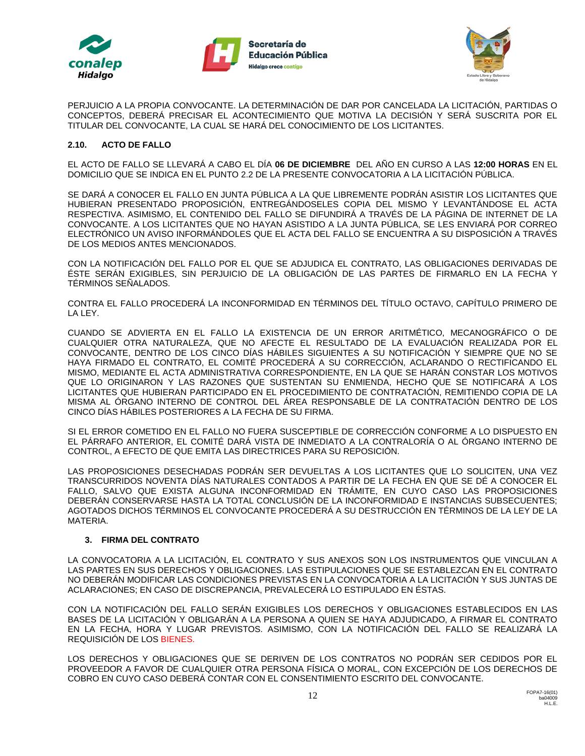PERJUICIO A LA PROPIA CONVOCANTE. LA DETERMINACIÓN DE DAR POR CANCELADA LA LICITACIÓN, PARTIDAS O CONCEPTOS, DEBERÁ PRECISAR EL ACONTECIMIENTO QUE MOTIVA LA DECISIÓN Y SERÁ SUSCRITA POR EL TITULAR DEL CONVOCANTE, LA CUAL SE HARÁ DEL CONOCIMIENTO DE LOS LICITANTES.

### 2.10. ACTO DE FALLO

EL ACTO DE FALLO SE LLEVARÁ A CABO EL DÍA **06 DE DICIEMBRE** DEL AÑO EN CURSO A LAS **12:00 HORAS** EN EL DOMICILIO QUE SE INDICA EN EL PUNTO 2.2 DE LA PRESENTE CONVOCATORIA A LA LICITACIÓN PÚBLICA.

SE DARÁ A CONOCER EL FALLO EN JUNTA PÚBLICA A LA QUE LIBREMENTE PODRÁN ASISTIR LOS LICITANTES QUE HUBIERAN PRESENTADO PROPOSICIÓN, ENTREGÁNDOSELES COPIA DEL MISMO Y LEVANTÁNDOSE EL ACTA RESPECTIVA. ASIMISMO, EL CONTENIDO DEL FALLO SE DIFUNDIRÁ A TRAVÉS DE LA PÁGINA DE INTERNET DE LA CONVOCANTE. A LOS LICITANTES QUE NO HAYAN ASISTIDO A LA JUNTA PÚBLICA, SE LES ENVIARÁ POR CORREO ELECTRÓNICO UN AVISO INFORMÁNDOLES QUE EL ACTA DEL FALLO SE ENCUENTRA A SU DISPOSICIÓN A TRAVÉS DE LOS MEDIOS ANTES MENCIONADOS.

CON LA NOTIFICACIÓN DEL FALLO POR EL QUE SE ADJUDICA EL CONTRATO, LAS OBLIGACIONES DERIVADAS DE ÉSTE SERÁN EXIGIBLES, SIN PERJUICIO DE LA OBLIGACIÓN DE LAS PARTES DE FIRMARLO EN LA FECHA Y TÉRMINOS SEÑALADOS.

CONTRA EL FALLO PROCEDERÁ LA INCONFORMIDAD EN TÉRMINOS DEL TÍTULO OCTAVO, CAPÍTULO PRIMERO DE LA LEY.

CUANDO SE ADVIERTA EN EL FALLO LA EXISTENCIA DE UN ERROR ARITMÉTICO, MECANOGRÁFICO O DE CUALQUIER OTRA NATURALEZA, QUE NO AFECTE EL RESULTADO DE LA EVALUACIÓN REALIZADA POR EL CONVOCANTE, DENTRO DE LOS CINCO DÍAS HÁBILES SIGUIENTES A SU NOTIFICACIÓN Y SIEMPRE QUE NO SE HAYA FIRMADO EL CONTRATO, EL COMITÉ PROCEDERÁ A SU CORRECCIÓN, ACLARANDO O RECTIFICANDO EL MISMO, MEDIANTE EL ACTA ADMINISTRATIVA CORRESPONDIENTE, EN LA QUE SE HARÁN CONSTAR LOS MOTIVOS QUE LO ORIGINARON Y LAS RAZONES QUE SUSTENTAN SU ENMIENDA, HECHO QUE SE NOTIFICARÁ A LOS LICITANTES QUE HUBIERAN PARTICIPADO EN EL PROCEDIMIENTO DE CONTRATACIÓN, REMITIENDO COPIA DE LA MISMA AL ÓRGANO INTERNO DE CONTROL DEL ÁREA RESPONSABLE DE LA CONTRATACIÓN DENTRO DE LOS CINCO DÍAS HÁBILES POSTERIORES A LA FECHA DE SU FIRMA.

SI EL ERROR COMETIDO EN EL FALLO NO FUERA SUSCEPTIBLE DE CORRECCIÓN CONFORME A LO DISPUESTO EN EL PÁRRAFO ANTERIOR, EL COMITÉ DARÁ VISTA DE INMEDIATO A LA CONTRALORÍA O AL ÓRGANO INTERNO DE CONTROL, A EFECTO DE QUE EMITA LAS DIRECTRICES PARA SU REPOSICIÓN.

LAS PROPOSICIONES DESECHADAS PODRÁN SER DEVUELTAS A LOS LICITANTES QUE LO SOLICITEN, UNA VEZ TRANSCURRIDOS NOVENTA DÍAS NATURALES CONTADOS A PARTIR DE LA FECHA EN QUE SE DÉ A CONOCER EL FALLO, SALVO QUE EXISTA ALGUNA INCONFORMIDAD EN TRÁMITE, EN CUYO CASO LAS PROPOSICIONES DEBERÁN CONSERVARSE HASTA LA TOTAL CONCLUSIÓN DE LA INCONFORMIDAD E INSTANCIAS SUBSECUENTES; AGOTADOS DICHOS TÉRMINOS EL CONVOCANTE PROCEDERÁ A SU DESTRUCCIÓN EN TÉRMINOS DE LA LEY DE LA MATERIA.

## 3. FIRMA DEL CONTRATO

LA CONVOCATORIA A LA LICITACIÓN, EL CONTRATO Y SUS ANEXOS SON LOS INSTRUMENTOS QUE VINCULAN A LAS PARTES EN SUS DERECHOS Y OBLIGACIONES. LAS ESTIPULACIONES QUE SE ESTABLEZCAN EN EL CONTRATO NO DEBERÁN MODIFICAR LAS CONDICIONES PREVISTAS EN LA CONVOCATORIA A LA LICITACIÓN Y SUS JUNTAS DE ACLARACIONES; EN CASO DE DISCREPANCIA, PREVALECERÁ LO ESTIPULADO EN ÉSTAS.

CON LA NOTIFICACIÓN DEL FALLO SERÁN EXIGIBLES LOS DERECHOS Y OBLIGACIONES ESTABLECIDOS EN LAS BASES DE LA LICITACIÓN Y OBLIGARÁN A LA PERSONA A QUIEN SE HAYA ADJUDICADO, A FIRMAR EL CONTRATO EN LA FECHA, HORA Y LUGAR PREVISTOS. ASIMISMO, CON LA NOTIFICACIÓN DEL FALLO SE REALIZARÁ LA REQUISICIÓN DE LOS BIENES.

LOS DERECHOS Y OBLIGACIONES QUE SE DERIVEN DE LOS CONTRATOS NO PODRÁN SER CEDIDOS POR EL PROVEEDOR A FAVOR DE CUALQUIER OTRA PERSONA FÍSICA O MORAL, CON EXCEPCIÓN DE LOS DERECHOS DE COBRO EN CUYO CASO DEBERÁ CONTAR CON EL CONSENTIMIENTO ESCRITO DEL CONVOCANTE.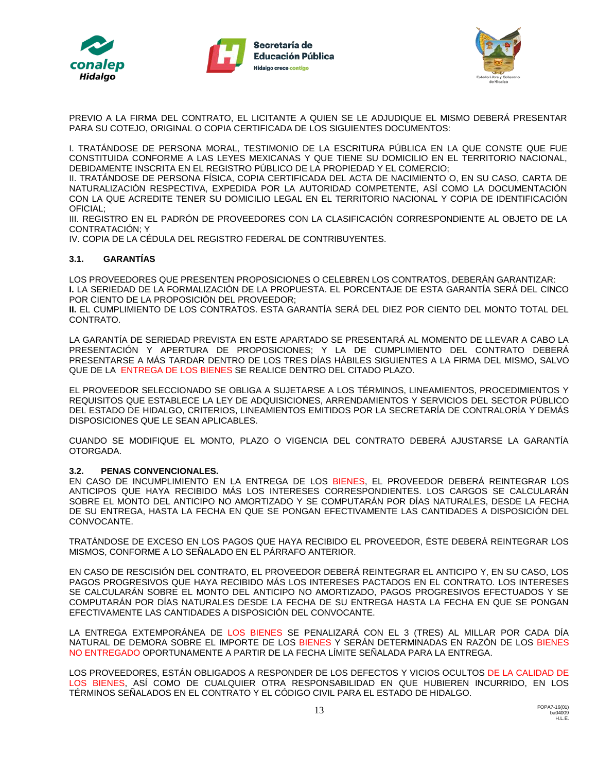PREVIO A LA FIRMA DEL CONTRATO, EL LICITANTE A QUIEN SE LE ADJUDIQUE EL MISMO DEBERÁ PRESENTAR PARA SU COTEJO, ORIGINAL O COPIA CERTIFICADA DE LOS SIGUIENTES DOCUMENTOS:

I. TRATÁNDOSE DE PERSONA MORAL, TESTIMONIO DE LA ESCRITURA PÚBLICA EN LA QUE CONSTE QUE FUE CONSTITUIDA CONFORME A LAS LEYES MEXICANAS Y QUE TIENE SU DOMICILIO EN EL TERRITORIO NACIONAL, DEBIDAMENTE INSCRITA EN EL REGISTRO PÚBLICO DE LA PROPIEDAD Y EL COMERCIO;
II. TRATÁNDOSE DE PERSONA FÍSICA, COPIA CERTIFICADA DEL ACTA DE NACIMIENTO O, EN SU CASO, CARTA DE NATURALIZACIÓN RESPECTIVA, EXPEDIDA POR LA AUTORIDAD COMPETENTE, ASÍ COMO LA DOCUMENTACIÓN CON LA QUE ACREDITE TENER SU DOMICILIO LEGAL EN EL TERRITORIO NACIONAL Y COPIA DE IDENTIFICACIÓN OFICIAL;
III. REGISTRO EN EL PADRÓN DE PROVEEDORES CON LA CLASIFICACIÓN CORRESPONDIENTE AL OBJETO DE LA CONTRATACIÓN; Y
IV. COPIA DE LA CÉDULA DEL REGISTRO FEDERAL DE CONTRIBUYENTES.

### 3.1. GARANTÍAS

LOS PROVEEDORES QUE PRESENTEN PROPOSICIONES O CELEBREN LOS CONTRATOS, DEBERÁN GARANTIZAR:
**I.** LA SERIEDAD DE LA FORMALIZACIÓN DE LA PROPUESTA. EL PORCENTAJE DE ESTA GARANTÍA SERÁ DEL CINCO POR CIENTO DE LA PROPOSICIÓN DEL PROVEEDOR;
**II.** EL CUMPLIMIENTO DE LOS CONTRATOS. ESTA GARANTÍA SERÁ DEL DIEZ POR CIENTO DEL MONTO TOTAL DEL CONTRATO.

LA GARANTÍA DE SERIEDAD PREVISTA EN ESTE APARTADO SE PRESENTARÁ AL MOMENTO DE LLEVAR A CABO LA PRESENTACIÓN Y APERTURA DE PROPOSICIONES; Y LA DE CUMPLIMIENTO DEL CONTRATO DEBERÁ PRESENTARSE A MÁS TARDAR DENTRO DE LOS TRES DÍAS HÁBILES SIGUIENTES A LA FIRMA DEL MISMO, SALVO QUE DE LA ENTREGA DE LOS BIENES SE REALICE DENTRO DEL CITADO PLAZO.

EL PROVEEDOR SELECCIONADO SE OBLIGA A SUJETARSE A LOS TÉRMINOS, LINEAMIENTOS, PROCEDIMIENTOS Y REQUISITOS QUE ESTABLECE LA LEY DE ADQUISICIONES, ARRENDAMIENTOS Y SERVICIOS DEL SECTOR PÙBLICO DEL ESTADO DE HIDALGO, CRITERIOS, LINEAMIENTOS EMITIDOS POR LA SECRETARÍA DE CONTRALORÍA Y DEMÁS DISPOSICIONES QUE LE SEAN APLICABLES.

CUANDO SE MODIFIQUE EL MONTO, PLAZO O VIGENCIA DEL CONTRATO DEBERÁ AJUSTARSE LA GARANTÍA OTORGADA.

### 3.2. PENAS CONVENCIONALES.

EN CASO DE INCUMPLIMIENTO EN LA ENTREGA DE LOS BIENES, EL PROVEEDOR DEBERÁ REINTEGRAR LOS ANTICIPOS QUE HAYA RECIBIDO MÁS LOS INTERESES CORRESPONDIENTES. LOS CARGOS SE CALCULARÁN SOBRE EL MONTO DEL ANTICIPO NO AMORTIZADO Y SE COMPUTARÁN POR DÍAS NATURALES, DESDE LA FECHA DE SU ENTREGA, HASTA LA FECHA EN QUE SE PONGAN EFECTIVAMENTE LAS CANTIDADES A DISPOSICIÓN DEL CONVOCANTE.

TRATÁNDOSE DE EXCESO EN LOS PAGOS QUE HAYA RECIBIDO EL PROVEEDOR, ÉSTE DEBERÁ REINTEGRAR LOS MISMOS, CONFORME A LO SEÑALADO EN EL PÁRRAFO ANTERIOR.

EN CASO DE RESCISIÓN DEL CONTRATO, EL PROVEEDOR DEBERÁ REINTEGRAR EL ANTICIPO Y, EN SU CASO, LOS PAGOS PROGRESIVOS QUE HAYA RECIBIDO MÁS LOS INTERESES PACTADOS EN EL CONTRATO. LOS INTERESES SE CALCULARÁN SOBRE EL MONTO DEL ANTICIPO NO AMORTIZADO, PAGOS PROGRESIVOS EFECTUADOS Y SE COMPUTARÁN POR DÍAS NATURALES DESDE LA FECHA DE SU ENTREGA HASTA LA FECHA EN QUE SE PONGAN EFECTIVAMENTE LAS CANTIDADES A DISPOSICIÓN DEL CONVOCANTE.

LA ENTREGA EXTEMPORÁNEA DE LOS BIENES SE PENALIZARÁ CON EL 3 (TRES) AL MILLAR POR CADA DÍA NATURAL DE DEMORA SOBRE EL IMPORTE DE LOS BIENES Y SERÁN DETERMINADAS EN RAZÓN DE LOS BIENES NO ENTREGADO OPORTUNAMENTE A PARTIR DE LA FECHA LÍMITE SEÑALADA PARA LA ENTREGA.

LOS PROVEEDORES, ESTÁN OBLIGADOS A RESPONDER DE LOS DEFECTOS Y VICIOS OCULTOS DE LA CALIDAD DE LOS BIENES, ASÍ COMO DE CUALQUIER OTRA RESPONSABILIDAD EN QUE HUBIEREN INCURRIDO, EN LOS TÉRMINOS SEÑALADOS EN EL CONTRATO Y EL CÓDIGO CIVIL PARA EL ESTADO DE HIDALGO.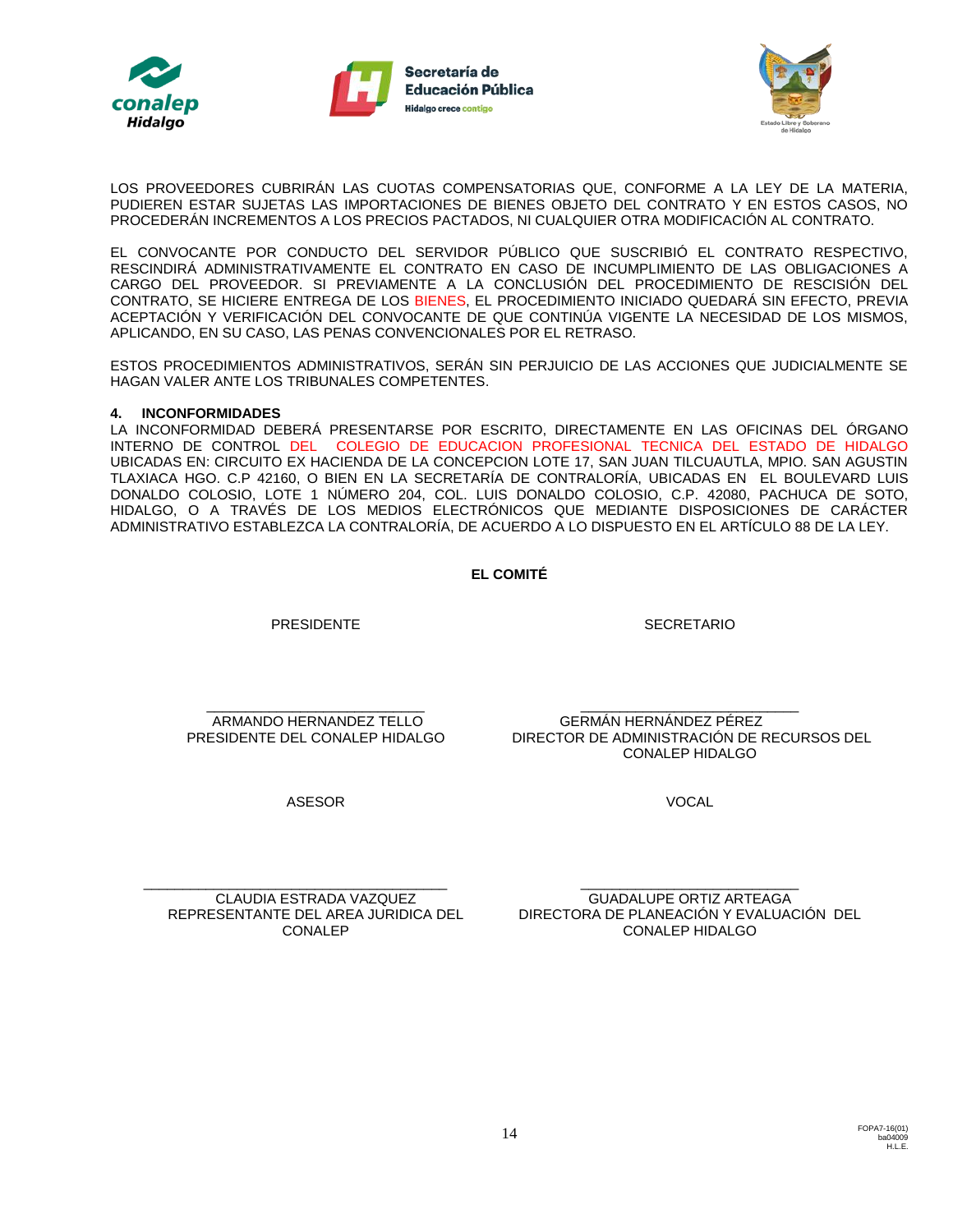LOS PROVEEDORES CUBRIRÁN LAS CUOTAS COMPENSATORIAS QUE, CONFORME A LA LEY DE LA MATERIA, PUDIEREN ESTAR SUJETAS LAS IMPORTACIONES DE BIENES OBJETO DEL CONTRATO Y EN ESTOS CASOS, NO PROCEDERÁN INCREMENTOS A LOS PRECIOS PACTADOS, NI CUALQUIER OTRA MODIFICACIÓN AL CONTRATO.

EL CONVOCANTE POR CONDUCTO DEL SERVIDOR PÚBLICO QUE SUSCRIBIÓ EL CONTRATO RESPECTIVO, RESCINDIRÁ ADMINISTRATIVAMENTE EL CONTRATO EN CASO DE INCUMPLIMIENTO DE LAS OBLIGACIONES A CARGO DEL PROVEEDOR. SI PREVIAMENTE A LA CONCLUSIÓN DEL PROCEDIMIENTO DE RESCISIÓN DEL CONTRATO, SE HICIERE ENTREGA DE LOS BIENES, EL PROCEDIMIENTO INICIADO QUEDARÁ SIN EFECTO, PREVIA ACEPTACIÓN Y VERIFICACIÓN DEL CONVOCANTE DE QUE CONTINÚA VIGENTE LA NECESIDAD DE LOS MISMOS, APLICANDO, EN SU CASO, LAS PENAS CONVENCIONALES POR EL RETRASO.

ESTOS PROCEDIMIENTOS ADMINISTRATIVOS, SERÁN SIN PERJUICIO DE LAS ACCIONES QUE JUDICIALMENTE SE HAGAN VALER ANTE LOS TRIBUNALES COMPETENTES.

**4. INCONFORMIDADES**

LA INCONFORMIDAD DEBERÁ PRESENTARSE POR ESCRITO, DIRECTAMENTE EN LAS OFICINAS DEL ÓRGANO INTERNO DE CONTROL DEL COLEGIO DE EDUCACION PROFESIONAL TECNICA DEL ESTADO DE HIDALGO UBICADAS EN: CIRCUITO EX HACIENDA DE LA CONCEPCION LOTE 17, SAN JUAN TILCUAUTLA, MPIO. SAN AGUSTIN TLAXIACA HGO. C.P 42160, O BIEN EN LA SECRETARÍA DE CONTRALORÍA, UBICADAS EN EL BOULEVARD LUIS DONALDO COLOSIO, LOTE 1 NÚMERO 204, COL. LUIS DONALDO COLOSIO, C.P. 42080, PACHUCA DE SOTO, HIDALGO, O A TRAVÉS DE LOS MEDIOS ELECTRÓNICOS QUE MEDIANTE DISPOSICIONES DE CARÁCTER ADMINISTRATIVO ESTABLEZCA LA CONTRALORÍA, DE ACUERDO A LO DISPUESTO EN EL ARTÍCULO 88 DE LA LEY.

**EL COMITÉ**

PRESIDENTE

\_\_\_\_\_\_\_\_\_\_\_\_\_\_\_\_\_\_\_\_\_\_\_\_\_\_\_\_

ARMANDO HERNANDEZ TELLO
PRESIDENTE DEL CONALEP HIDALGO

SECRETARIO

\_\_\_\_\_\_\_\_\_\_\_\_\_\_\_\_\_\_\_\_\_\_\_\_\_\_\_\_

GERMÁN HERNÁNDEZ PÉREZ
DIRECTOR DE ADMINISTRACIÓN DE RECURSOS DEL CONALEP HIDALGO

ASESOR

\_\_\_\_\_\_\_\_\_\_\_\_\_\_\_\_\_\_\_\_\_\_\_\_\_\_\_\_

CLAUDIA ESTRADA VAZQUEZ
REPRESENTANTE DEL AREA JURIDICA DEL CONALEP

VOCAL

\_\_\_\_\_\_\_\_\_\_\_\_\_\_\_\_\_\_\_\_\_\_\_\_\_\_\_\_

GUADALUPE ORTIZ ARTEAGA
DIRECTORA DE PLANEACIÓN Y EVALUACIÓN DEL CONALEP HIDALGO

FOPA7-16(01)
ba04009
H.L.E.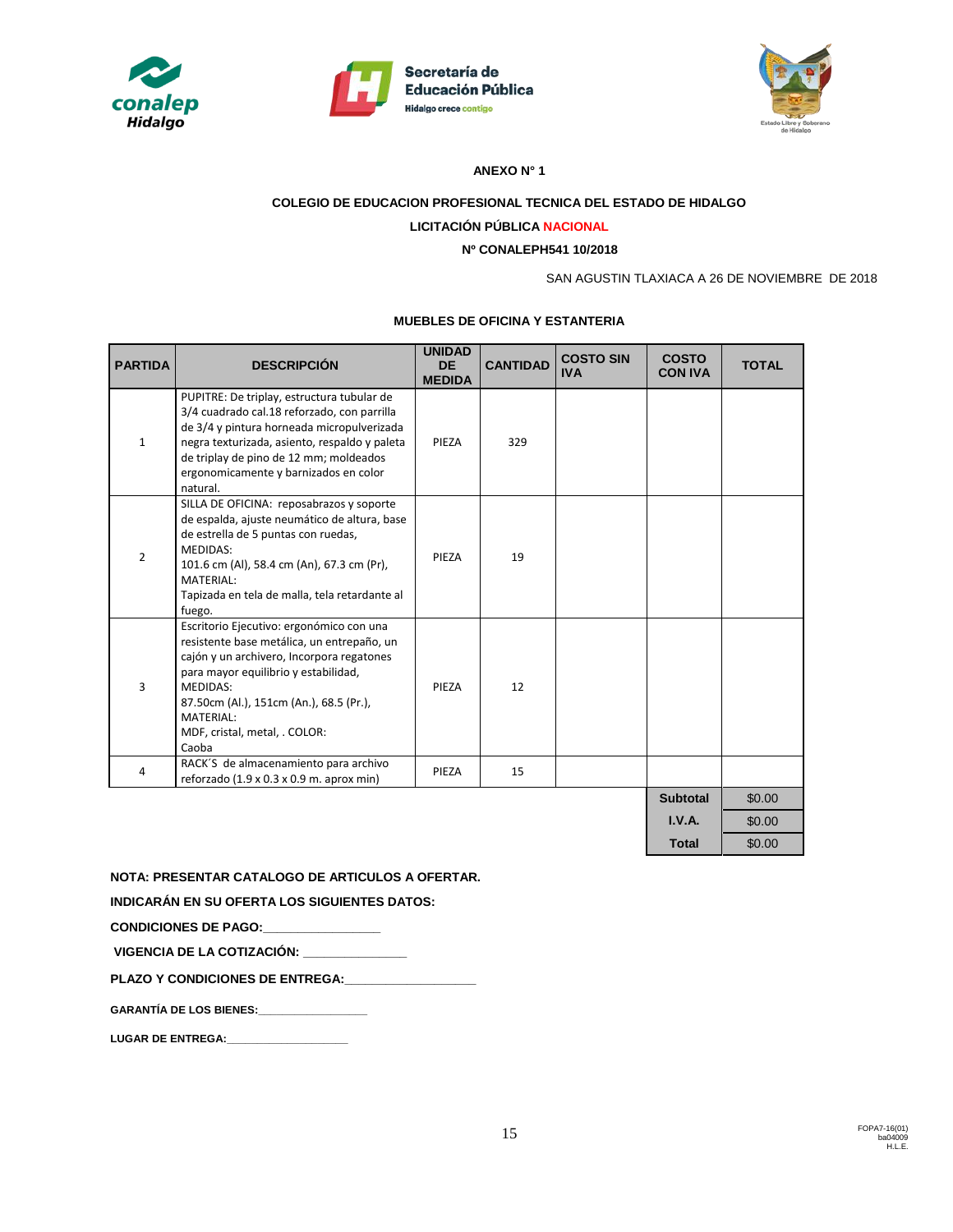**ANEXO N° 1**

**COLEGIO DE EDUCACION PROFESIONAL TECNICA DEL ESTADO DE HIDALGO**

**LICITACIÓN PÚBLICA NACIONAL**

**Nº CONALEPH541 10/2018**

SAN AGUSTIN TLAXIACA A 26 DE NOVIEMBRE DE 2018

**MUEBLES DE OFICINA Y ESTANTERIA**

| PARTIDA | DESCRIPCIÓN | UNIDAD DE MEDIDA | CANTIDAD | COSTO SIN IVA | COSTO CON IVA | TOTAL |
|---|---|---|---|---|---|---|
| 1 | PUPITRE: De triplay, estructura tubular de 3/4 cuadrado cal.18 reforzado, con parrilla de 3/4 y pintura horneada micropulverizada negra texturizada, asiento, respaldo y paleta de triplay de pino de 12 mm; moldeados ergonomicamente y barnizados en color natural. | PIEZA | 329 | | | |
| 2 | SILLA DE OFICINA: reposabrazos y soporte de espalda, ajuste neumático de altura, base de estrella de 5 puntas con ruedas, MEDIDAS: 101.6 cm (Al), 58.4 cm (An), 67.3 cm (Pr), MATERIAL: Tapizada en tela de malla, tela retardante al fuego. | PIEZA | 19 | | | |
| 3 | Escritorio Ejecutivo: ergonómico con una resistente base metálica, un entrepaño, un cajón y un archivero, Incorpora regatones para mayor equilibrio y estabilidad, MEDIDAS: 87.50cm (Al.), 151cm (An.), 68.5 (Pr.), MATERIAL: MDF, cristal, metal, . COLOR: Caoba | PIEZA | 12 | | | |
| 4 | RACK´S de almacenamiento para archivo reforzado (1.9 x 0.3 x 0.9 m. aprox min) | PIEZA | 15 | | | |
| | | | | | **Subtotal** | $0.00 |
| | | | | | **I.V.A.** | $0.00 |
| | | | | | **Total** | $0.00 |

**NOTA: PRESENTAR CATALOGO DE ARTICULOS A OFERTAR.**

**INDICARÁN EN SU OFERTA LOS SIGUIENTES DATOS:**

**CONDICIONES DE PAGO:\_\_\_\_\_\_\_\_\_\_\_\_\_\_\_\_\_\_**

**VIGENCIA DE LA COTIZACIÓN: \_\_\_\_\_\_\_\_\_\_\_\_\_\_\_\_**

**PLAZO Y CONDICIONES DE ENTREGA:\_\_\_\_\_\_\_\_\_\_\_\_\_\_\_\_\_\_\_\_**

**GARANTÍA DE LOS BIENES:\_\_\_\_\_\_\_\_\_\_\_\_\_\_\_\_\_\_**

**LUGAR DE ENTREGA:\_\_\_\_\_\_\_\_\_\_\_\_\_\_\_\_\_\_\_\_**

FOPA7-16(01)
ba04009
H.L.E.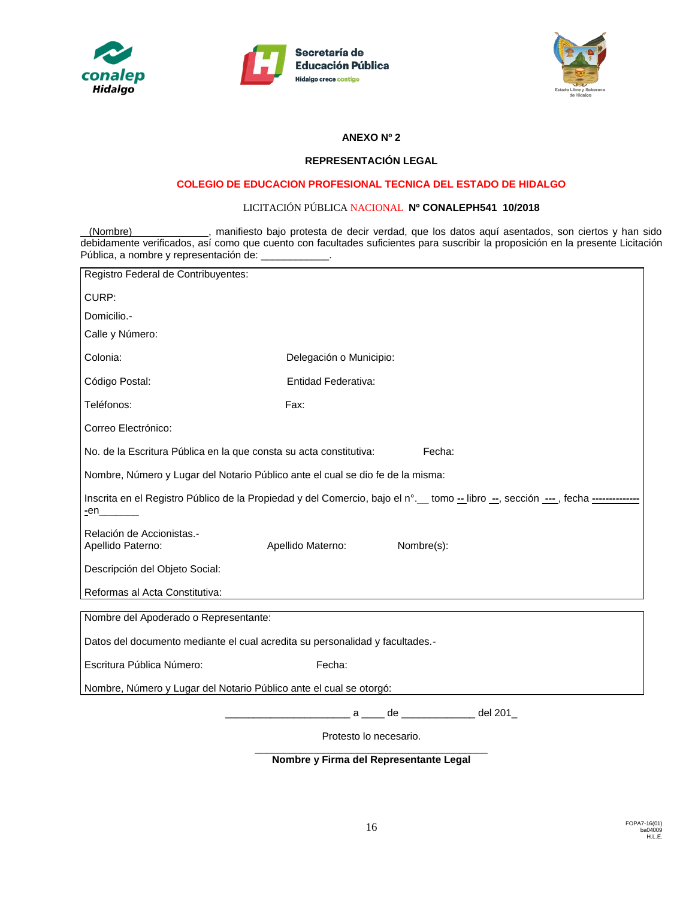**ANEXO Nº 2**

**REPRESENTACIÓN LEGAL**

**COLEGIO DE EDUCACION PROFESIONAL TECNICA DEL ESTADO DE HIDALGO**

LICITACIÓN PÚBLICA NACIONAL **Nº CONALEPH541 10/2018**

__(Nombre)______________, manifiesto bajo protesta de decir verdad, que los datos aquí asentados, son ciertos y han sido debidamente verificados, así como que cuento con facultades suficientes para suscribir la proposición en la presente Licitación Pública, a nombre y representación de: ____________.

Registro Federal de Contribuyentes:

CURP:

Domicilio.-

Calle y Número:

Colonia: Delegación o Municipio:

Código Postal: Entidad Federativa:

Teléfonos: Fax:

Correo Electrónico:

No. de la Escritura Pública en la que consta su acta constitutiva: Fecha:

Nombre, Número y Lugar del Notario Público ante el cual se dio fe de la misma:

Inscrita en el Registro Público de la Propiedad y del Comercio, bajo el n°.__ tomo -- libro --, sección ---, fecha --------------en_______

Relación de Accionistas.-
Apellido Paterno: Apellido Materno: Nombre(s):

Descripción del Objeto Social:

Reformas al Acta Constitutiva:

Nombre del Apoderado o Representante:

Datos del documento mediante el cual acredita su personalidad y facultades.-

Escritura Pública Número: Fecha:

Nombre, Número y Lugar del Notario Público ante el cual se otorgó:

______________________ a ____ de _____________ del 201_

Protesto lo necesario.

___________________________________________
**Nombre y Firma del Representante Legal**

FOPA7-16(01)
ba04009
H.L.E.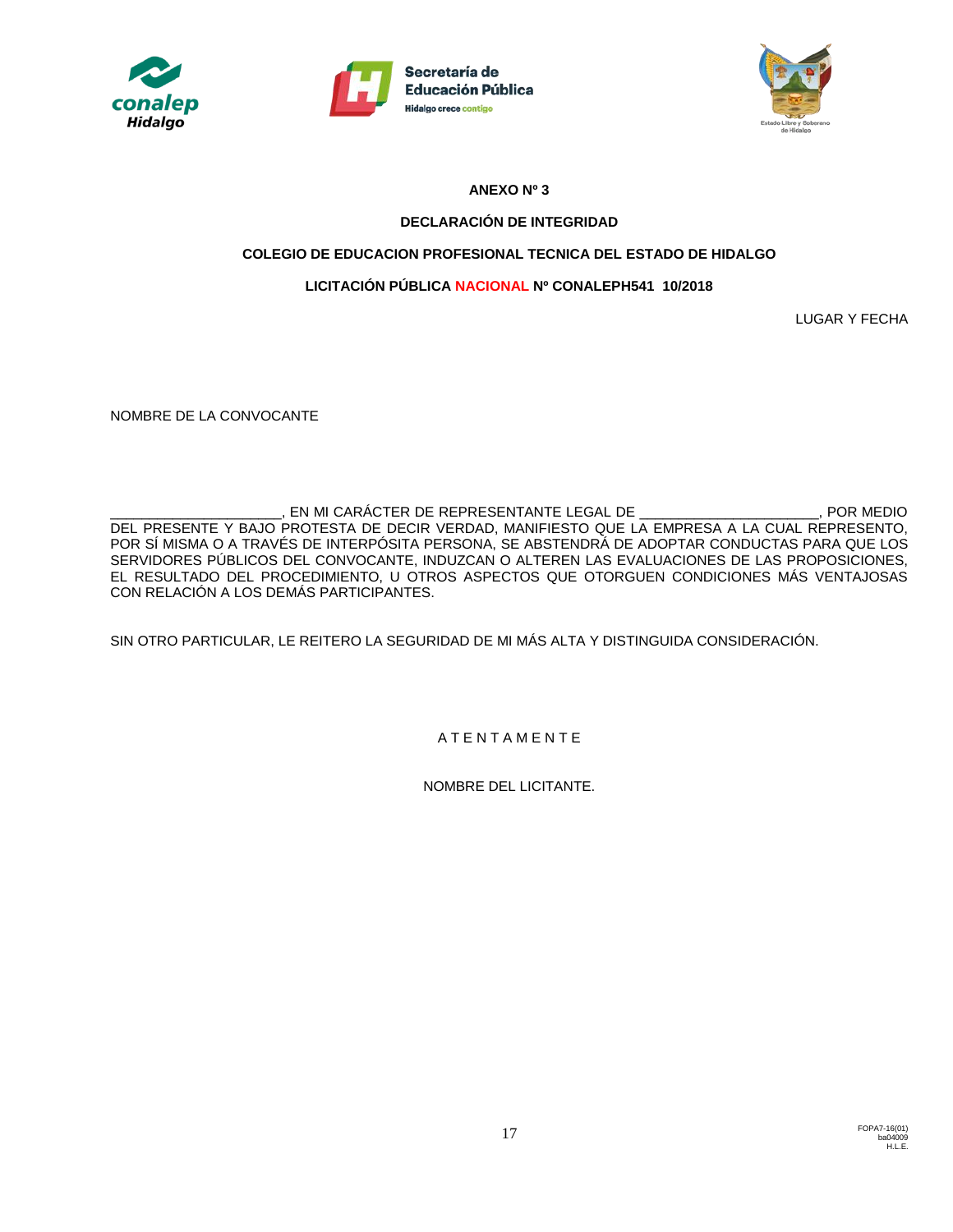**ANEXO Nº 3**

**DECLARACIÓN DE INTEGRIDAD**

**COLEGIO DE EDUCACION PROFESIONAL TECNICA DEL ESTADO DE HIDALGO**

**LICITACIÓN PÚBLICA NACIONAL Nº CONALEPH541 10/2018**

LUGAR Y FECHA

NOMBRE DE LA CONVOCANTE

______________________, EN MI CARÁCTER DE REPRESENTANTE LEGAL DE ______________________, POR MEDIO DEL PRESENTE Y BAJO PROTESTA DE DECIR VERDAD, MANIFIESTO QUE LA EMPRESA A LA CUAL REPRESENTO, POR SÍ MISMA O A TRAVÉS DE INTERPÓSITA PERSONA, SE ABSTENDRÁ DE ADOPTAR CONDUCTAS PARA QUE LOS SERVIDORES PÚBLICOS DEL CONVOCANTE, INDUZCAN O ALTEREN LAS EVALUACIONES DE LAS PROPOSICIONES, EL RESULTADO DEL PROCEDIMIENTO, U OTROS ASPECTOS QUE OTORGUEN CONDICIONES MÁS VENTAJOSAS CON RELACIÓN A LOS DEMÁS PARTICIPANTES.

SIN OTRO PARTICULAR, LE REITERO LA SEGURIDAD DE MI MÁS ALTA Y DISTINGUIDA CONSIDERACIÓN.

A T E N T A M E N T E

NOMBRE DEL LICITANTE.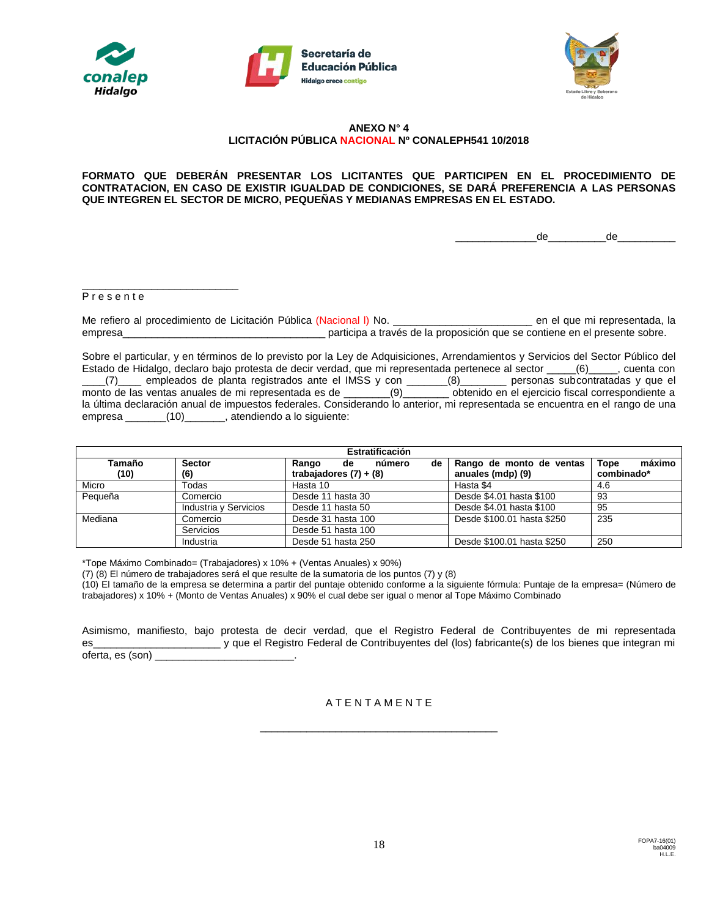**ANEXO N° 4**
**LICITACIÓN PÚBLICA NACIONAL Nº CONALEPH541 10/2018**

**FORMATO QUE DEBERÁN PRESENTAR LOS LICITANTES QUE PARTICIPEN EN EL PROCEDIMIENTO DE CONTRATACION, EN CASO DE EXISTIR IGUALDAD DE CONDICIONES, SE DARÁ PREFERENCIA A LAS PERSONAS QUE INTEGREN EL SECTOR DE MICRO, PEQUEÑAS Y MEDIANAS EMPRESAS EN EL ESTADO.**

______________de__________de__________

___________________________
P r e s e n t e

Me refiero al procedimiento de Licitación Pública (Nacional l) No. _______________________ en el que mi representada, la empresa____________________________________ participa a través de la proposición que se contiene en el presente sobre.

Sobre el particular, y en términos de lo previsto por la Ley de Adquisiciones, Arrendamientos y Servicios del Sector Público del Estado de Hidalgo, declaro bajo protesta de decir verdad, que mi representada pertenece al sector _____(6)_____, cuenta con ____(7)____ empleados de planta registrados ante el IMSS y con _______(8)________ personas subcontratadas y que el monto de las ventas anuales de mi representada es de ________(9)________ obtenido en el ejercicio fiscal correspondiente a la última declaración anual de impuestos federales. Considerando lo anterior, mi representada se encuentra en el rango de una empresa _______(10)_______, atendiendo a lo siguiente:

| **Estratificación** | | | | |
|---|---|---|---|---|
| **Tamaño (10)** | **Sector (6)** | **Rango de número de trabajadores (7) + (8)** | **Rango de monto de ventas anuales (mdp) (9)** | **Tope máximo combinado*** |
| Micro | Todas | Hasta 10 | Hasta $4 | 4.6 |
| Pequeña | Comercio | Desde 11 hasta 30 | Desde $4.01 hasta $100 | 93 |
| | Industria y Servicios | Desde 11 hasta 50 | Desde $4.01 hasta $100 | 95 |
| Mediana | Comercio | Desde 31 hasta 100 | Desde $100.01 hasta $250 | 235 |
| | Servicios | Desde 51 hasta 100 | | |
| | Industria | Desde 51 hasta 250 | Desde $100.01 hasta $250 | 250 |

*Tope Máximo Combinado= (Trabajadores) x 10% + (Ventas Anuales) x 90%)
(7) (8) El número de trabajadores será el que resulte de la sumatoria de los puntos (7) y (8)
(10) El tamaño de la empresa se determina a partir del puntaje obtenido conforme a la siguiente fórmula: Puntaje de la empresa= (Número de trabajadores) x 10% + (Monto de Ventas Anuales) x 90% el cual debe ser igual o menor al Tope Máximo Combinado

Asimismo, manifiesto, bajo protesta de decir verdad, que el Registro Federal de Contribuyentes de mi representada es______________________ y que el Registro Federal de Contribuyentes del (los) fabricante(s) de los bienes que integran mi oferta, es (son) ________________________.

A T E N T A M E N T E

_________________________________________

FOPA7-16(01)
ba04009
H.L.E.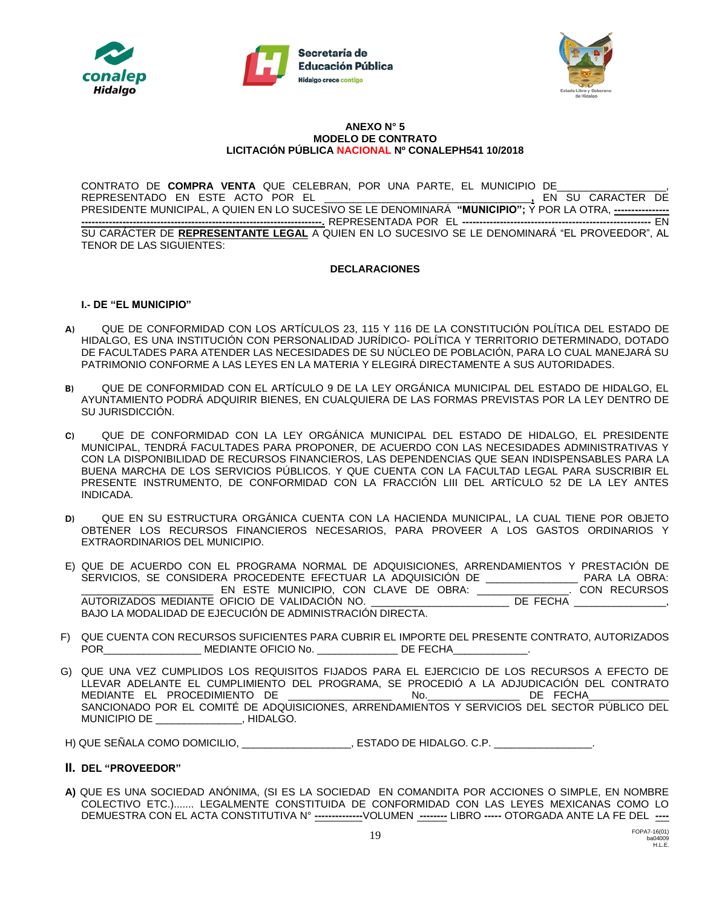**ANEXO N° 5**
**MODELO DE CONTRATO**
**LICITACIÓN PÚBLICA NACIONAL Nº CONALEPH541 10/2018**

CONTRATO DE **COMPRA VENTA** QUE CELEBRAN, POR UNA PARTE, EL MUNICIPIO DE__________________, REPRESENTADO EN ESTE ACTO POR EL ___________________________________, EN SU CARACTER DE PRESIDENTE MUNICIPAL, A QUIEN EN LO SUCESIVO SE LE DENOMINARÁ **"MUNICIPIO";** Y POR LA OTRA, ----------------------------------------------------------------------------------. REPRESENTADA POR EL ------------------------------------------------------ EN SU CARÁCTER DE **REPRESENTANTE LEGAL** A QUIEN EN LO SUCESIVO SE LE DENOMINARÁ "EL PROVEEDOR", AL TENOR DE LAS SIGUIENTES:

**DECLARACIONES**

**I.- DE "EL MUNICIPIO"**

**A)** QUE DE CONFORMIDAD CON LOS ARTÍCULOS 23, 115 Y 116 DE LA CONSTITUCIÓN POLÍTICA DEL ESTADO DE HIDALGO, ES UNA INSTITUCIÓN CON PERSONALIDAD JURÍDICO- POLÍTICA Y TERRITORIO DETERMINADO, DOTADO DE FACULTADES PARA ATENDER LAS NECESIDADES DE SU NÚCLEO DE POBLACIÓN, PARA LO CUAL MANEJARÁ SU PATRIMONIO CONFORME A LAS LEYES EN LA MATERIA Y ELEGIRÁ DIRECTAMENTE A SUS AUTORIDADES.

**B)** QUE DE CONFORMIDAD CON EL ARTÍCULO 9 DE LA LEY ORGÁNICA MUNICIPAL DEL ESTADO DE HIDALGO, EL AYUNTAMIENTO PODRÁ ADQUIRIR BIENES, EN CUALQUIERA DE LAS FORMAS PREVISTAS POR LA LEY DENTRO DE SU JURISDICCIÓN.

**C)** QUE DE CONFORMIDAD CON LA LEY ORGÁNICA MUNICIPAL DEL ESTADO DE HIDALGO, EL PRESIDENTE MUNICIPAL, TENDRÁ FACULTADES PARA PROPONER, DE ACUERDO CON LAS NECESIDADES ADMINISTRATIVAS Y CON LA DISPONIBILIDAD DE RECURSOS FINANCIEROS, LAS DEPENDENCIAS QUE SEAN INDISPENSABLES PARA LA BUENA MARCHA DE LOS SERVICIOS PÚBLICOS. Y QUE CUENTA CON LA FACULTAD LEGAL PARA SUSCRIBIR EL PRESENTE INSTRUMENTO, DE CONFORMIDAD CON LA FRACCIÓN LIII DEL ARTÍCULO 52 DE LA LEY ANTES INDICADA.

**D)** QUE EN SU ESTRUCTURA ORGÁNICA CUENTA CON LA HACIENDA MUNICIPAL, LA CUAL TIENE POR OBJETO OBTENER LOS RECURSOS FINANCIEROS NECESARIOS, PARA PROVEER A LOS GASTOS ORDINARIOS Y EXTRAORDINARIOS DEL MUNICIPIO.

E) QUE DE ACUERDO CON EL PROGRAMA NORMAL DE ADQUISICIONES, ARRENDAMIENTOS Y PRESTACIÓN DE SERVICIOS, SE CONSIDERA PROCEDENTE EFECTUAR LA ADQUISICIÓN DE _______________ PARA LA OBRA: ______________________ EN ESTE MUNICIPIO, CON CLAVE DE OBRA: _______________. CON RECURSOS AUTORIZADOS MEDIANTE OFICIO DE VALIDACIÓN NO. _______________________ DE FECHA _______________, BAJO LA MODALIDAD DE EJECUCIÓN DE ADMINISTRACIÓN DIRECTA.

F) QUE CUENTA CON RECURSOS SUFICIENTES PARA CUBRIR EL IMPORTE DEL PRESENTE CONTRATO, AUTORIZADOS POR________________ MEDIANTE OFICIO No. _____________ DE FECHA____________.

G) QUE UNA VEZ CUMPLIDOS LOS REQUISITOS FIJADOS PARA EL EJERCICIO DE LOS RECURSOS A EFECTO DE LLEVAR ADELANTE EL CUMPLIMIENTO DEL PROGRAMA, SE PROCEDIÓ A LA ADJUDICACIÓN DEL CONTRATO MEDIANTE EL PROCEDIMIENTO DE _________________ No._______________ DE FECHA_____________ SANCIONADO POR EL COMITÉ DE ADQUISICIONES, ARRENDAMIENTOS Y SERVICIOS DEL SECTOR PÚBLICO DEL MUNICIPIO DE ______________, HIDALGO.

H) QUE SEÑALA COMO DOMICILIO, __________________, ESTADO DE HIDALGO. C.P. ________________.

**II. DEL "PROVEEDOR"**

**A)** QUE ES UNA SOCIEDAD ANÓNIMA, (SI ES LA SOCIEDAD EN COMANDITA POR ACCIONES O SIMPLE, EN NOMBRE COLECTIVO ETC.)....... LEGALMENTE CONSTITUIDA DE CONFORMIDAD CON LAS LEYES MEXICANAS COMO LO DEMUESTRA CON EL ACTA CONSTITUTIVA N° -------------VOLUMEN -------- LIBRO ----- OTORGADA ANTE LA FE DEL ----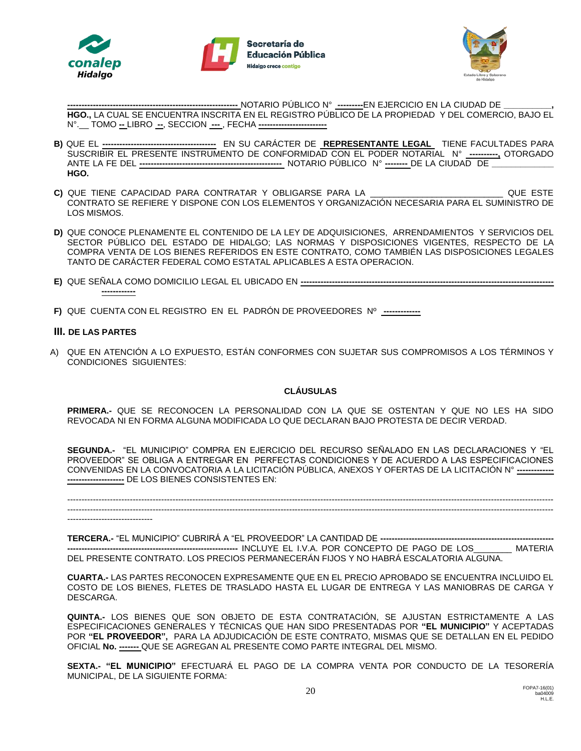------------------------------------------------------------ NOTARIO PÚBLICO N° ---------EN EJERCICIO EN LA CIUDAD DE __________, **HGO.,** LA CUAL SE ENCUENTRA INSCRITA EN EL REGISTRO PÚBLICO DE LA PROPIEDAD Y DEL COMERCIO, BAJO EL N°.__ TOMO -- LIBRO --, SECCION ---, FECHA -----------------------

**B)** QUE EL ---------------------------------------- EN SU CARÁCTER DE **REPRESENTANTE LEGAL** TIENE FACULTADES PARA SUSCRIBIR EL PRESENTE INSTRUMENTO DE CONFORMIDAD CON EL PODER NOTARIAL N° ----------, OTORGADO ANTE LA FE DEL -------------------------------------------------- NOTARIO PÚBLICO N° -------- DE LA CIUDAD DE _____________ **HGO.**

**C)** QUE TIENE CAPACIDAD PARA CONTRATAR Y OBLIGARSE PARA LA ___________________________ QUE ESTE CONTRATO SE REFIERE Y DISPONE CON LOS ELEMENTOS Y ORGANIZACIÓN NECESARIA PARA EL SUMINISTRO DE LOS MISMOS.

**D)** QUE CONOCE PLENAMENTE EL CONTENIDO DE LA LEY DE ADQUISICIONES, ARRENDAMIENTOS Y SERVICIOS DEL SECTOR PÚBLICO DEL ESTADO DE HIDALGO; LAS NORMAS Y DISPOSICIONES VIGENTES, RESPECTO DE LA COMPRA VENTA DE LOS BIENES REFERIDOS EN ESTE CONTRATO, COMO TAMBIÉN LAS DISPOSICIONES LEGALES TANTO DE CARÁCTER FEDERAL COMO ESTATAL APLICABLES A ESTA OPERACION.

**E)** QUE SEÑALA COMO DOMICILIO LEGAL EL UBICADO EN ------------------------------------------------------------------------------------- -----------

**F)** QUE CUENTA CON EL REGISTRO EN EL PADRÓN DE PROVEEDORES Nº ------------

## III. DE LAS PARTES

A) QUE EN ATENCIÓN A LO EXPUESTO, ESTÁN CONFORMES CON SUJETAR SUS COMPROMISOS A LOS TÉRMINOS Y CONDICIONES SIGUIENTES:

### CLÁUSULAS

**PRIMERA.-** QUE SE RECONOCEN LA PERSONALIDAD CON LA QUE SE OSTENTAN Y QUE NO LES HA SIDO REVOCADA NI EN FORMA ALGUNA MODIFICADA LO QUE DECLARAN BAJO PROTESTA DE DECIR VERDAD.

**SEGUNDA.-** "EL MUNICIPIO" COMPRA EN EJERCICIO DEL RECURSO SEÑALADO EN LAS DECLARACIONES Y "EL PROVEEDOR" SE OBLIGA A ENTREGAR EN PERFECTAS CONDICIONES Y DE ACUERDO A LAS ESPECIFICACIONES CONVENIDAS EN LA CONVOCATORIA A LA LICITACIÓN PÚBLICA, ANEXOS Y OFERTAS DE LA LICITACIÓN N° ------------ ------------------- DE LOS BIENES CONSISTENTES EN:

------------------------------------------------------------------------------------------------------------------------------------------------------------------
------------------------------------------------------------------------------------------------------------------------------------------------------------------
------------------------------

**TERCERA.-** "EL MUNICIPIO" CUBRIRÁ A "EL PROVEEDOR" LA CANTIDAD DE ------------------------------------------------------------ ------------------------------------------------------------ INCLUYE EL I.V.A. POR CONCEPTO DE PAGO DE LOS________ MATERIA DEL PRESENTE CONTRATO. LOS PRECIOS PERMANECERÁN FIJOS Y NO HABRÁ ESCALATORIA ALGUNA.

**CUARTA.-** LAS PARTES RECONOCEN EXPRESAMENTE QUE EN EL PRECIO APROBADO SE ENCUENTRA INCLUIDO EL COSTO DE LOS BIENES, FLETES DE TRASLADO HASTA EL LUGAR DE ENTREGA Y LAS MANIOBRAS DE CARGA Y DESCARGA.

**QUINTA.-** LOS BIENES QUE SON OBJETO DE ESTA CONTRATACIÓN, SE AJUSTAN ESTRICTAMENTE A LAS ESPECIFICACIONES GENERALES Y TÉCNICAS QUE HAN SIDO PRESENTADAS POR **"EL MUNICIPIO"** Y ACEPTADAS POR **"EL PROVEEDOR",** PARA LA ADJUDICACIÓN DE ESTE CONTRATO, MISMAS QUE SE DETALLAN EN EL PEDIDO OFICIAL **No.** ------- QUE SE AGREGAN AL PRESENTE COMO PARTE INTEGRAL DEL MISMO.

**SEXTA.- "EL MUNICIPIO"** EFECTUARÁ EL PAGO DE LA COMPRA VENTA POR CONDUCTO DE LA TESORERÍA MUNICIPAL, DE LA SIGUIENTE FORMA: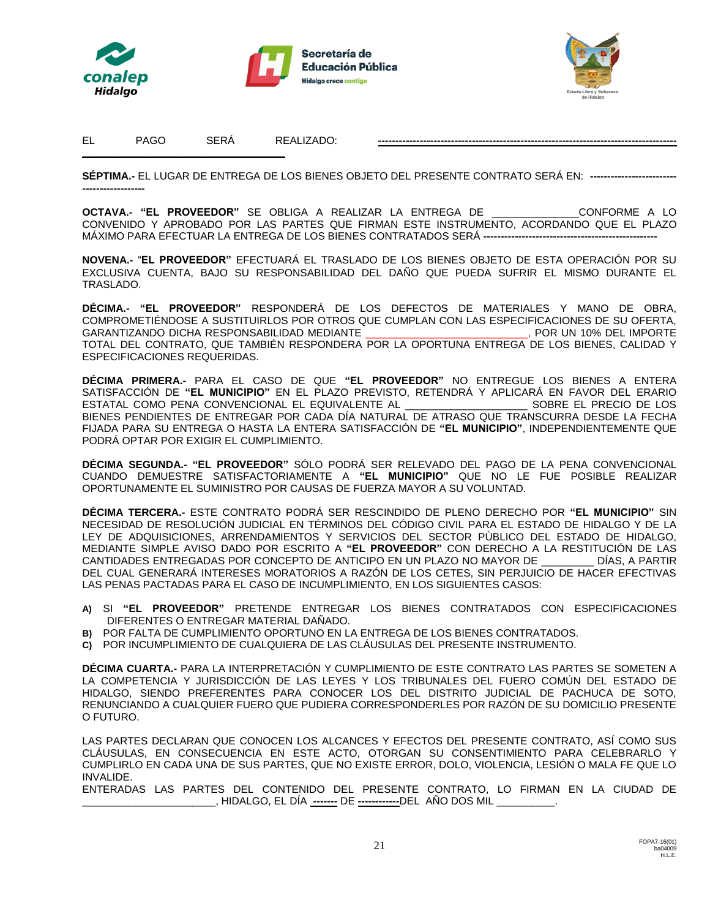EL PAGO SERÁ REALIZADO: ------------------------------------------------------------------------------------

**SÉPTIMA.-** EL LUGAR DE ENTREGA DE LOS BIENES OBJETO DEL PRESENTE CONTRATO SERÁ EN: **------------------------------------------**

**OCTAVA.- "EL PROVEEDOR"** SE OBLIGA A REALIZAR LA ENTREGA DE _______________CONFORME A LO CONVENIDO Y APROBADO POR LAS PARTES QUE FIRMAN ESTE INSTRUMENTO, ACORDANDO QUE EL PLAZO MÁXIMO PARA EFECTUAR LA ENTREGA DE LOS BIENES CONTRATADOS SERÁ **--------------------------------------------------**

**NOVENA.-** "**EL PROVEEDOR"** EFECTUARÁ EL TRASLADO DE LOS BIENES OBJETO DE ESTA OPERACIÓN POR SU EXCLUSIVA CUENTA, BAJO SU RESPONSABILIDAD DEL DAÑO QUE PUEDA SUFRIR EL MISMO DURANTE EL TRASLADO.

**DÉCIMA.- "EL PROVEEDOR"** RESPONDERÁ DE LOS DEFECTOS DE MATERIALES Y MANO DE OBRA, COMPROMETIÉNDOSE A SUSTITUIRLOS POR OTROS QUE CUMPLAN CON LAS ESPECIFICACIONES DE SU OFERTA, GARANTIZANDO DICHA RESPONSABILIDAD MEDIANTE ____________________________, POR UN 10% DEL IMPORTE TOTAL DEL CONTRATO, QUE TAMBIÉN RESPONDERA POR LA OPORTUNA ENTREGA DE LOS BIENES, CALIDAD Y ESPECIFICACIONES REQUERIDAS.

**DÉCIMA PRIMERA.-** PARA EL CASO DE QUE **"EL PROVEEDOR"** NO ENTREGUE LOS BIENES A ENTERA SATISFACCIÓN DE **"EL MUNICIPIO"** EN EL PLAZO PREVISTO, RETENDRÁ Y APLICARÁ EN FAVOR DEL ERARIO ESTATAL COMO PENA CONVENCIONAL EL EQUIVALENTE AL _____________________ SOBRE EL PRECIO DE LOS BIENES PENDIENTES DE ENTREGAR POR CADA DÍA NATURAL DE ATRASO QUE TRANSCURRA DESDE LA FECHA FIJADA PARA SU ENTREGA O HASTA LA ENTERA SATISFACCIÓN DE **"EL MUNICIPIO"**, INDEPENDIENTEMENTE QUE PODRÁ OPTAR POR EXIGIR EL CUMPLIMIENTO.

**DÉCIMA SEGUNDA.- "EL PROVEEDOR"** SÓLO PODRÁ SER RELEVADO DEL PAGO DE LA PENA CONVENCIONAL CUANDO DEMUESTRE SATISFACTORIAMENTE A **"EL MUNICIPIO"** QUE NO LE FUE POSIBLE REALIZAR OPORTUNAMENTE EL SUMINISTRO POR CAUSAS DE FUERZA MAYOR A SU VOLUNTAD.

**DÉCIMA TERCERA.-** ESTE CONTRATO PODRÁ SER RESCINDIDO DE PLENO DERECHO POR **"EL MUNICIPIO"** SIN NECESIDAD DE RESOLUCIÓN JUDICIAL EN TÉRMINOS DEL CÓDIGO CIVIL PARA EL ESTADO DE HIDALGO Y DE LA LEY DE ADQUISICIONES, ARRENDAMIENTOS Y SERVICIOS DEL SECTOR PÙBLICO DEL ESTADO DE HIDALGO, MEDIANTE SIMPLE AVISO DADO POR ESCRITO A **"EL PROVEEDOR"** CON DERECHO A LA RESTITUCIÓN DE LAS CANTIDADES ENTREGADAS POR CONCEPTO DE ANTICIPO EN UN PLAZO NO MAYOR DE _________ DÍAS, A PARTIR DEL CUAL GENERARÁ INTERESES MORATORIOS A RAZÓN DE LOS CETES, SIN PERJUICIO DE HACER EFECTIVAS LAS PENAS PACTADAS PARA EL CASO DE INCUMPLIMIENTO, EN LOS SIGUIENTES CASOS:

**A)** SI **"EL PROVEEDOR"** PRETENDE ENTREGAR LOS BIENES CONTRATADOS CON ESPECIFICACIONES DIFERENTES O ENTREGAR MATERIAL DAÑADO.
**B)** POR FALTA DE CUMPLIMIENTO OPORTUNO EN LA ENTREGA DE LOS BIENES CONTRATADOS.
**C)** POR INCUMPLIMIENTO DE CUALQUIERA DE LAS CLÁUSULAS DEL PRESENTE INSTRUMENTO.

**DÉCIMA CUARTA.-** PARA LA INTERPRETACIÓN Y CUMPLIMIENTO DE ESTE CONTRATO LAS PARTES SE SOMETEN A LA COMPETENCIA Y JURISDICCIÓN DE LAS LEYES Y LOS TRIBUNALES DEL FUERO COMÚN DEL ESTADO DE HIDALGO, SIENDO PREFERENTES PARA CONOCER LOS DEL DISTRITO JUDICIAL DE PACHUCA DE SOTO, RENUNCIANDO A CUALQUIER FUERO QUE PUDIERA CORRESPONDERLES POR RAZÓN DE SU DOMICILIO PRESENTE O FUTURO.

LAS PARTES DECLARAN QUE CONOCEN LOS ALCANCES Y EFECTOS DEL PRESENTE CONTRATO, ASÍ COMO SUS CLÁUSULAS, EN CONSECUENCIA EN ESTE ACTO, OTORGAN SU CONSENTIMIENTO PARA CELEBRARLO Y CUMPLIRLO EN CADA UNA DE SUS PARTES, QUE NO EXISTE ERROR, DOLO, VIOLENCIA, LESIÓN O MALA FE QUE LO INVALIDE.
ENTERADAS LAS PARTES DEL CONTENIDO DEL PRESENTE CONTRATO, LO FIRMAN EN LA CIUDAD DE ________________________, HIDALGO, EL DÍA **-------** DE **------------**DEL AÑO DOS MIL __________.

FOPA7-16(01)
ba04009
H.L.E.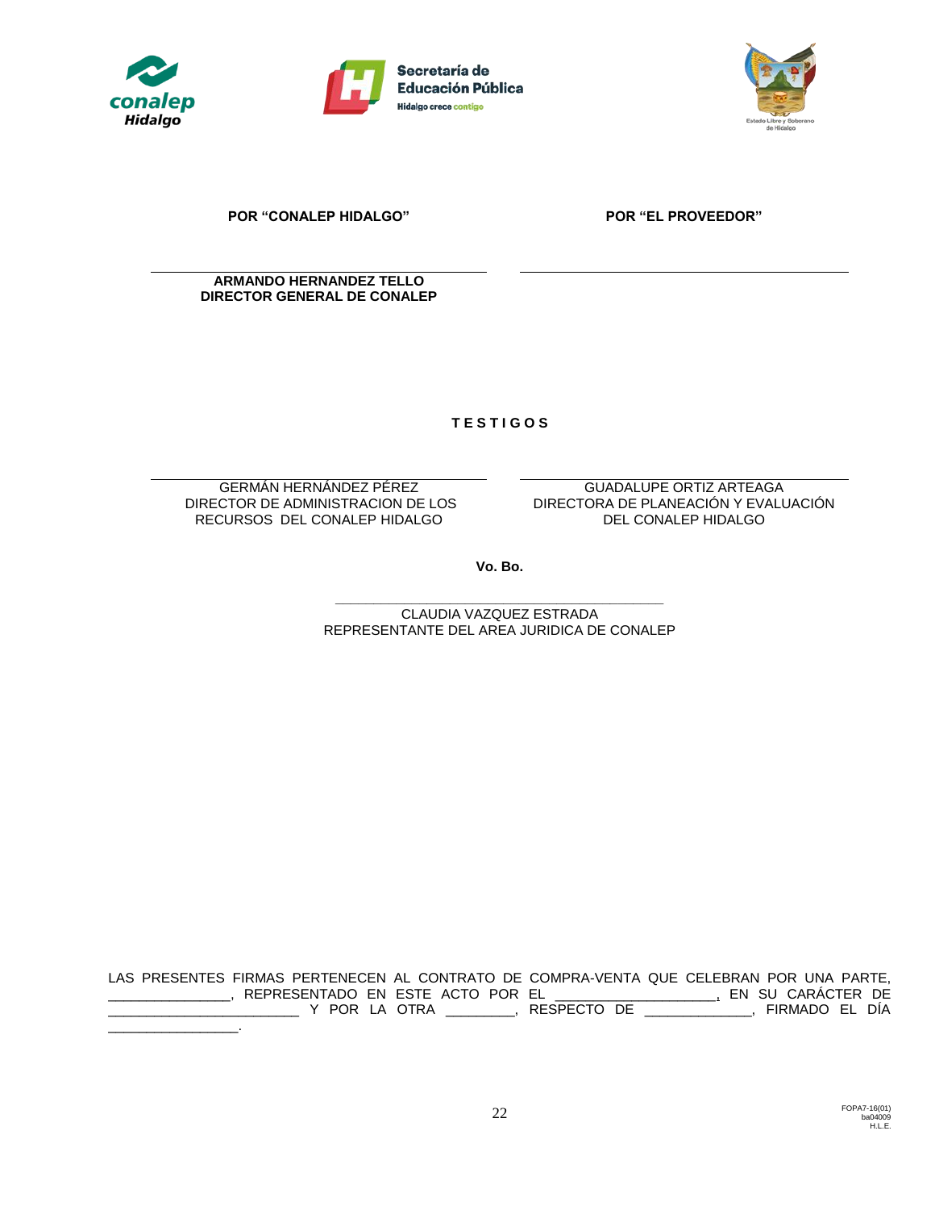**POR "CONALEP HIDALGO"**

**ARMANDO HERNANDEZ TELLO**
**DIRECTOR GENERAL DE CONALEP**

**POR "EL PROVEEDOR"**

**T E S T I G O S**

GERMÁN HERNÁNDEZ PÉREZ
DIRECTOR DE ADMINISTRACION DE LOS RECURSOS DEL CONALEP HIDALGO

GUADALUPE ORTIZ ARTEAGA
DIRECTORA DE PLANEACIÓN Y EVALUACIÓN DEL CONALEP HIDALGO

**Vo. Bo.**

CLAUDIA VAZQUEZ ESTRADA
REPRESENTANTE DEL AREA JURIDICA DE CONALEP

LAS PRESENTES FIRMAS PERTENECEN AL CONTRATO DE COMPRA-VENTA QUE CELEBRAN POR UNA PARTE, _______________, REPRESENTADO EN ESTE ACTO POR EL ____________________, EN SU CARÁCTER DE _______________________ Y POR LA OTRA _________, RESPECTO DE _____________, FIRMADO EL DÍA _________________.